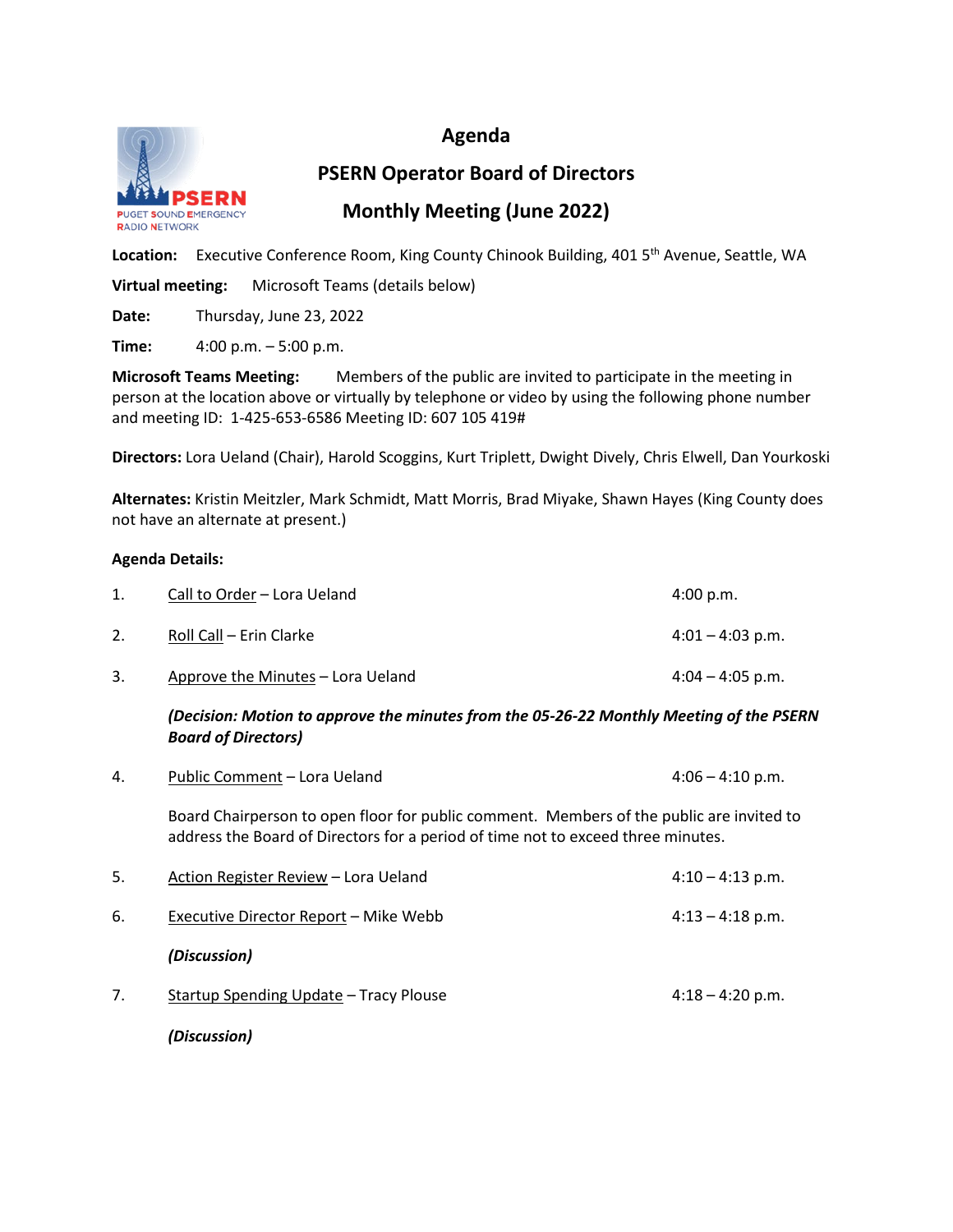# Agenda

## PSERN Operator Board of Directors

## Monthly Meeting (June 2022)

**Location:** Executive Conference Room, King County Chinook Building, 401 5th Avenue, Seattle, WA

**Virtual meeting:** Microsoft Teams (details below)

**Date:** Thursday, June 23, 2022

**Time:** 4:00 p.m. – 5:00 p.m.

**Microsoft Teams Meeting:** Members of the public are invited to participate in the meeting in person at the location above or virtually by telephone or video by using the following phone number and meeting ID: 1-425-653-6586 Meeting ID: 607 105 419#

**Directors:** Lora Ueland (Chair), Harold Scoggins, Kurt Triplett, Dwight Dively, Chris Elwell, Dan Yourkoski

**Alternates:** Kristin Meitzler, Mark Schmidt, Matt Morris, Brad Miyake, Shawn Hayes (King County does not have an alternate at present.)

**Agenda Details:**

1. Call to Order – Lora Ueland — 4:00 p.m.

2. Roll Call – Erin Clarke — 4:01 – 4:03 p.m.

3. Approve the Minutes – Lora Ueland — 4:04 – 4:05 p.m.

   ***(Decision: Motion to approve the minutes from the 05-26-22 Monthly Meeting of the PSERN Board of Directors)***

4. Public Comment – Lora Ueland — 4:06 – 4:10 p.m.

   Board Chairperson to open floor for public comment. Members of the public are invited to address the Board of Directors for a period of time not to exceed three minutes.

5. Action Register Review – Lora Ueland — 4:10 – 4:13 p.m.

6. Executive Director Report – Mike Webb — 4:13 – 4:18 p.m.

   ***(Discussion)***

7. Startup Spending Update – Tracy Plouse — 4:18 – 4:20 p.m.

   ***(Discussion)***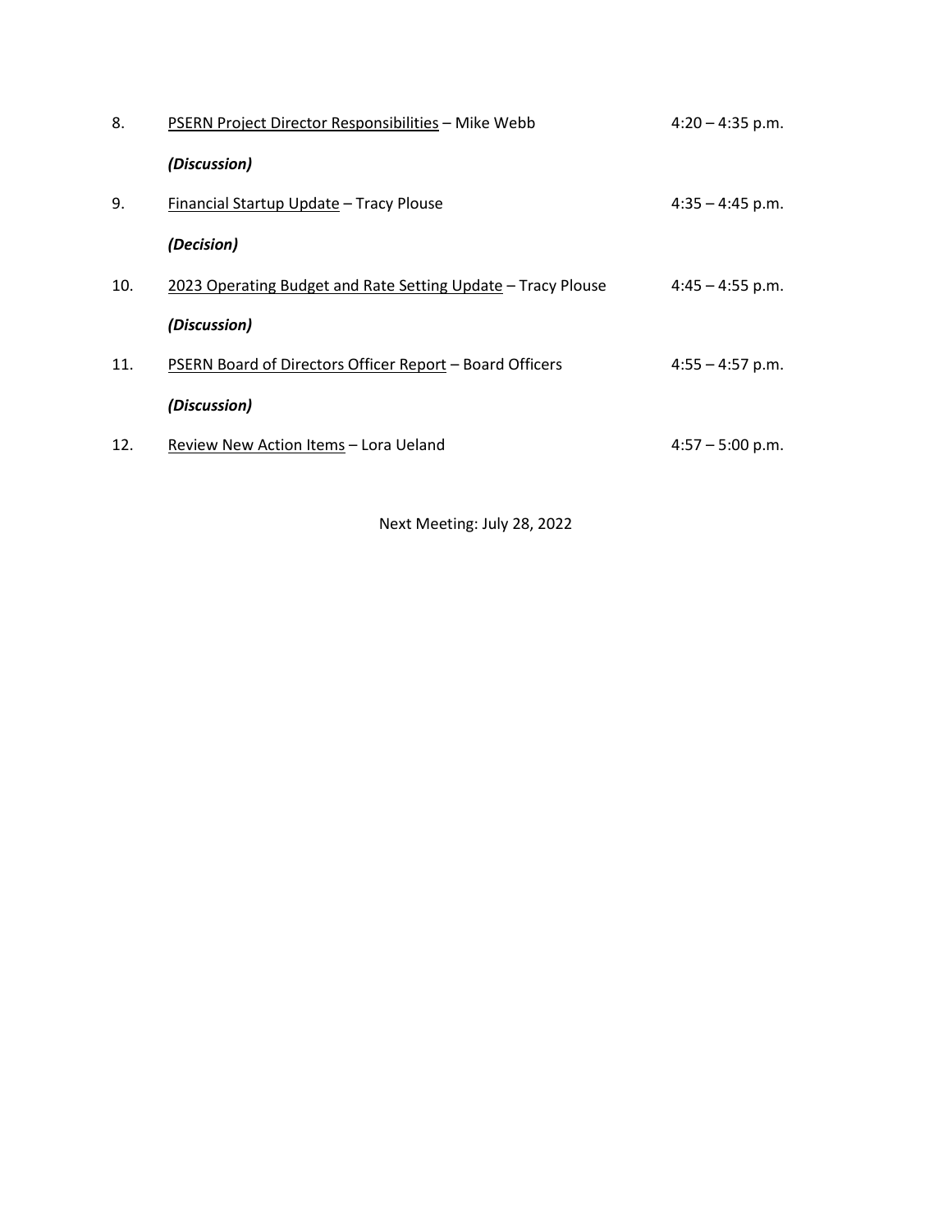8. <u>PSERN Project Director Responsibilities</u> – Mike Webb 4:20 – 4:35 p.m.

   ***(Discussion)***

9. <u>Financial Startup Update</u> – Tracy Plouse 4:35 – 4:45 p.m.

   ***(Decision)***

10. <u>2023 Operating Budget and Rate Setting Update</u> – Tracy Plouse 4:45 – 4:55 p.m.

    ***(Discussion)***

11. <u>PSERN Board of Directors Officer Report</u> – Board Officers 4:55 – 4:57 p.m.

    ***(Discussion)***

12. <u>Review New Action Items</u> – Lora Ueland 4:57 – 5:00 p.m.

Next Meeting: July 28, 2022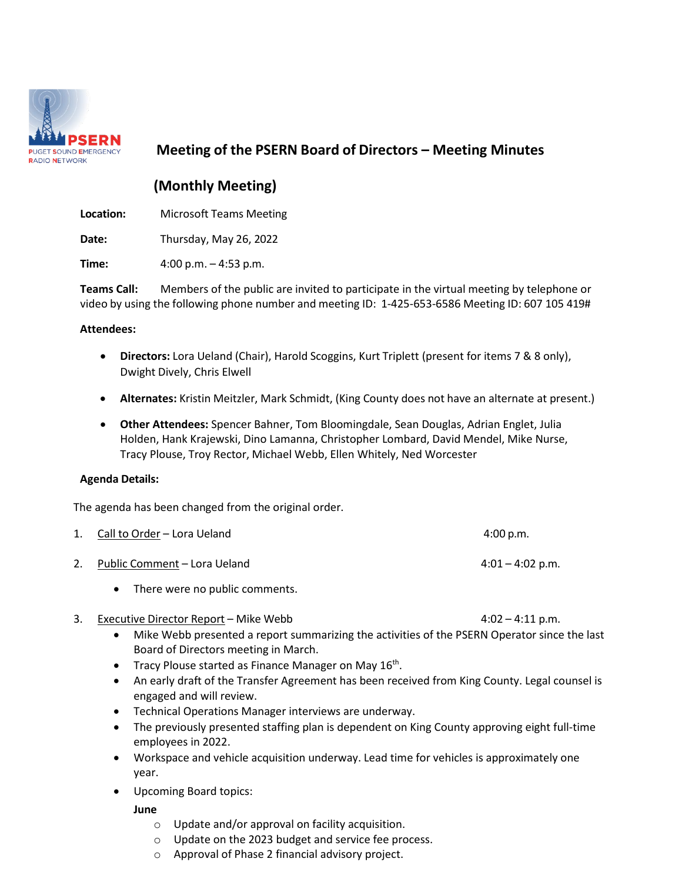# Meeting of the PSERN Board of Directors – Meeting Minutes

## (Monthly Meeting)

**Location:** Microsoft Teams Meeting

**Date:** Thursday, May 26, 2022

**Time:** 4:00 p.m. – 4:53 p.m.

**Teams Call:** Members of the public are invited to participate in the virtual meeting by telephone or video by using the following phone number and meeting ID: 1-425-653-6586 Meeting ID: 607 105 419#

**Attendees:**

- **Directors:** Lora Ueland (Chair), Harold Scoggins, Kurt Triplett (present for items 7 & 8 only), Dwight Dively, Chris Elwell
- **Alternates:** Kristin Meitzler, Mark Schmidt, (King County does not have an alternate at present.)
- **Other Attendees:** Spencer Bahner, Tom Bloomingdale, Sean Douglas, Adrian Englet, Julia Holden, Hank Krajewski, Dino Lamanna, Christopher Lombard, David Mendel, Mike Nurse, Tracy Plouse, Troy Rector, Michael Webb, Ellen Whitely, Ned Worcester

**Agenda Details:**

The agenda has been changed from the original order.

1. Call to Order – Lora Ueland — 4:00 p.m.

2. Public Comment – Lora Ueland — 4:01 – 4:02 p.m.
   - There were no public comments.

3. Executive Director Report – Mike Webb — 4:02 – 4:11 p.m.
   - Mike Webb presented a report summarizing the activities of the PSERN Operator since the last Board of Directors meeting in March.
   - Tracy Plouse started as Finance Manager on May 16th.
   - An early draft of the Transfer Agreement has been received from King County. Legal counsel is engaged and will review.
   - Technical Operations Manager interviews are underway.
   - The previously presented staffing plan is dependent on King County approving eight full-time employees in 2022.
   - Workspace and vehicle acquisition underway. Lead time for vehicles is approximately one year.
   - Upcoming Board topics:

     **June**
     - Update and/or approval on facility acquisition.
     - Update on the 2023 budget and service fee process.
     - Approval of Phase 2 financial advisory project.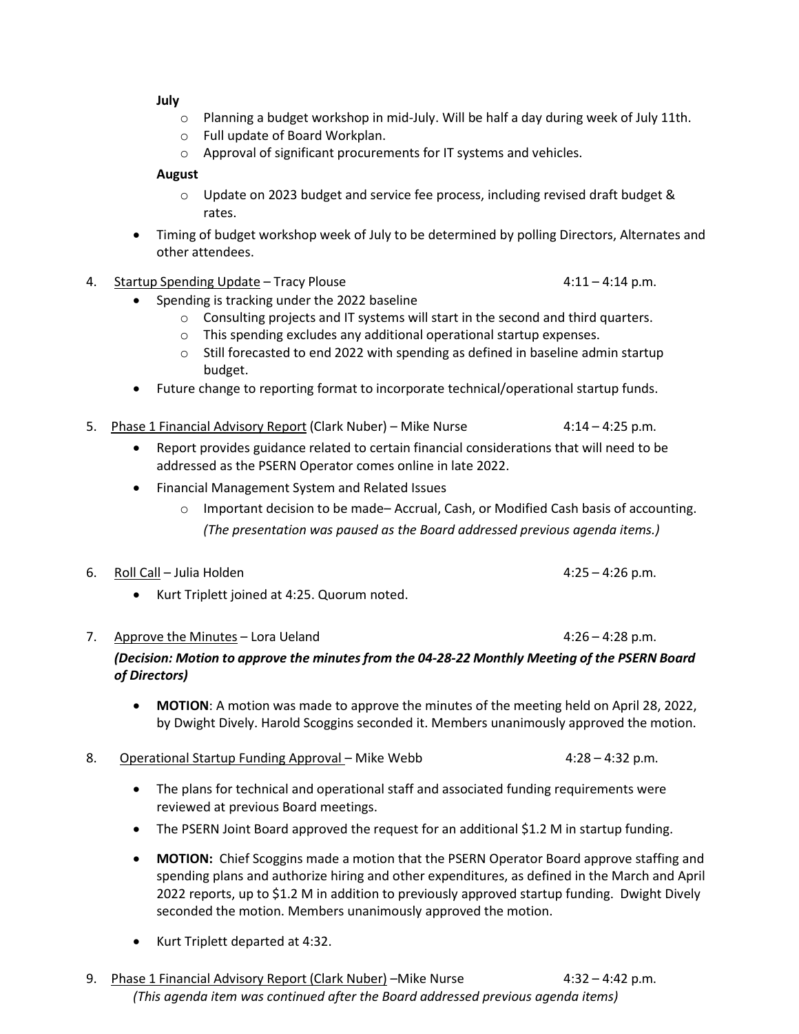**July**

- Planning a budget workshop in mid-July. Will be half a day during week of July 11th.
- Full update of Board Workplan.
- Approval of significant procurements for IT systems and vehicles.

**August**

- Update on 2023 budget and service fee process, including revised draft budget & rates.

- Timing of budget workshop week of July to be determined by polling Directors, Alternates and other attendees.

4. Startup Spending Update – Tracy Plouse 4:11 – 4:14 p.m.
   - Spending is tracking under the 2022 baseline
     - Consulting projects and IT systems will start in the second and third quarters.
     - This spending excludes any additional operational startup expenses.
     - Still forecasted to end 2022 with spending as defined in baseline admin startup budget.
   - Future change to reporting format to incorporate technical/operational startup funds.

5. Phase 1 Financial Advisory Report (Clark Nuber) – Mike Nurse 4:14 – 4:25 p.m.
   - Report provides guidance related to certain financial considerations that will need to be addressed as the PSERN Operator comes online in late 2022.
   - Financial Management System and Related Issues
     - Important decision to be made– Accrual, Cash, or Modified Cash basis of accounting.

     *(The presentation was paused as the Board addressed previous agenda items.)*

6. Roll Call – Julia Holden 4:25 – 4:26 p.m.
   - Kurt Triplett joined at 4:25. Quorum noted.

7. Approve the Minutes – Lora Ueland 4:26 – 4:28 p.m.

   ***(Decision: Motion to approve the minutes from the 04-28-22 Monthly Meeting of the PSERN Board of Directors)***

   - **MOTION**: A motion was made to approve the minutes of the meeting held on April 28, 2022, by Dwight Dively. Harold Scoggins seconded it. Members unanimously approved the motion.

8. Operational Startup Funding Approval – Mike Webb 4:28 – 4:32 p.m.
   - The plans for technical and operational staff and associated funding requirements were reviewed at previous Board meetings.
   - The PSERN Joint Board approved the request for an additional $1.2 M in startup funding.
   - **MOTION:** Chief Scoggins made a motion that the PSERN Operator Board approve staffing and spending plans and authorize hiring and other expenditures, as defined in the March and April 2022 reports, up to $1.2 M in addition to previously approved startup funding. Dwight Dively seconded the motion. Members unanimously approved the motion.
   - Kurt Triplett departed at 4:32.

9. Phase 1 Financial Advisory Report (Clark Nuber) –Mike Nurse 4:32 – 4:42 p.m.

   *(This agenda item was continued after the Board addressed previous agenda items)*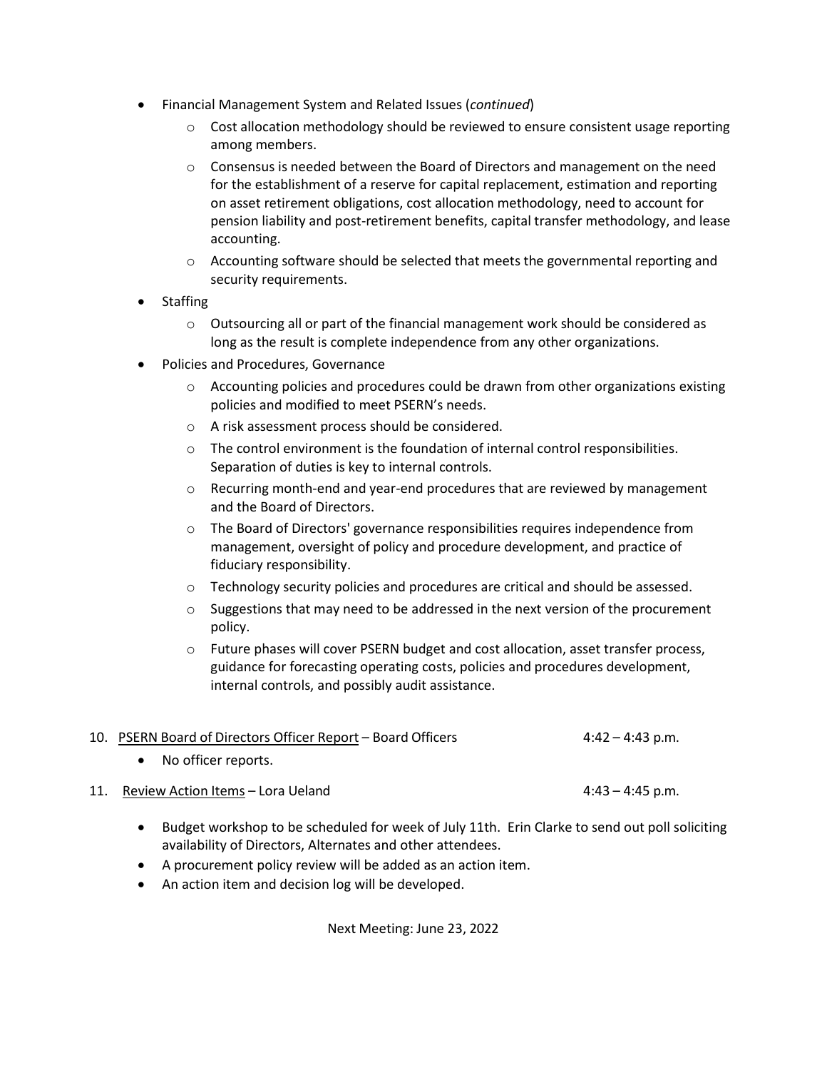- Financial Management System and Related Issues (*continued*)
  - Cost allocation methodology should be reviewed to ensure consistent usage reporting among members.
  - Consensus is needed between the Board of Directors and management on the need for the establishment of a reserve for capital replacement, estimation and reporting on asset retirement obligations, cost allocation methodology, need to account for pension liability and post-retirement benefits, capital transfer methodology, and lease accounting.
  - Accounting software should be selected that meets the governmental reporting and security requirements.
- Staffing
  - Outsourcing all or part of the financial management work should be considered as long as the result is complete independence from any other organizations.
- Policies and Procedures, Governance
  - Accounting policies and procedures could be drawn from other organizations existing policies and modified to meet PSERN's needs.
  - A risk assessment process should be considered.
  - The control environment is the foundation of internal control responsibilities. Separation of duties is key to internal controls.
  - Recurring month-end and year-end procedures that are reviewed by management and the Board of Directors.
  - The Board of Directors' governance responsibilities requires independence from management, oversight of policy and procedure development, and practice of fiduciary responsibility.
  - Technology security policies and procedures are critical and should be assessed.
  - Suggestions that may need to be addressed in the next version of the procurement policy.
  - Future phases will cover PSERN budget and cost allocation, asset transfer process, guidance for forecasting operating costs, policies and procedures development, internal controls, and possibly audit assistance.

10. PSERN Board of Directors Officer Report – Board Officers 4:42 – 4:43 p.m.
    - No officer reports.

11. Review Action Items – Lora Ueland 4:43 – 4:45 p.m.
    - Budget workshop to be scheduled for week of July 11th. Erin Clarke to send out poll soliciting availability of Directors, Alternates and other attendees.
    - A procurement policy review will be added as an action item.
    - An action item and decision log will be developed.

Next Meeting: June 23, 2022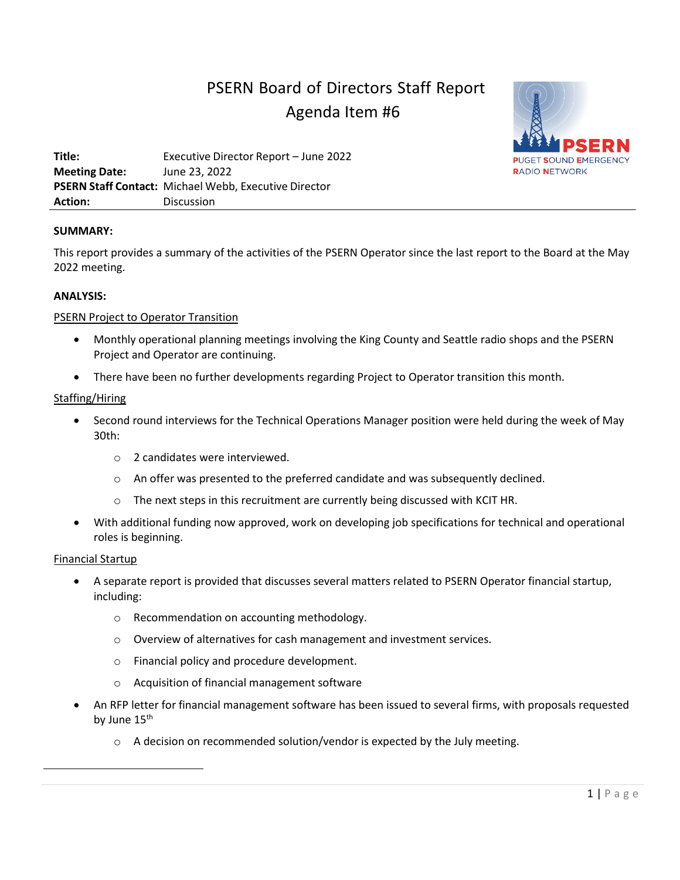# PSERN Board of Directors Staff Report
## Agenda Item #6

**Title:** Executive Director Report – June 2022
**Meeting Date:** June 23, 2022
**PSERN Staff Contact:** Michael Webb, Executive Director
**Action:** Discussion

**SUMMARY:**

This report provides a summary of the activities of the PSERN Operator since the last report to the Board at the May 2022 meeting.

**ANALYSIS:**

PSERN Project to Operator Transition

- Monthly operational planning meetings involving the King County and Seattle radio shops and the PSERN Project and Operator are continuing.
- There have been no further developments regarding Project to Operator transition this month.

Staffing/Hiring

- Second round interviews for the Technical Operations Manager position were held during the week of May 30th:
  - 2 candidates were interviewed.
  - An offer was presented to the preferred candidate and was subsequently declined.
  - The next steps in this recruitment are currently being discussed with KCIT HR.
- With additional funding now approved, work on developing job specifications for technical and operational roles is beginning.

Financial Startup

- A separate report is provided that discusses several matters related to PSERN Operator financial startup, including:
  - Recommendation on accounting methodology.
  - Overview of alternatives for cash management and investment services.
  - Financial policy and procedure development.
  - Acquisition of financial management software
- An RFP letter for financial management software has been issued to several firms, with proposals requested by June 15th
  - A decision on recommended solution/vendor is expected by the July meeting.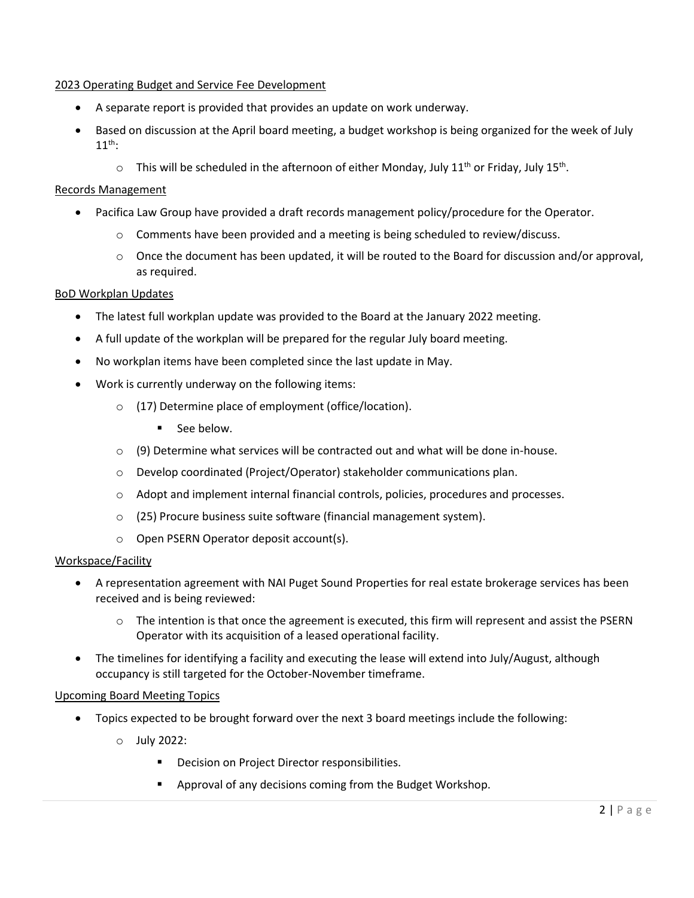2023 Operating Budget and Service Fee Development

- A separate report is provided that provides an update on work underway.
- Based on discussion at the April board meeting, a budget workshop is being organized for the week of July 11th:
  - This will be scheduled in the afternoon of either Monday, July 11th or Friday, July 15th.

Records Management

- Pacifica Law Group have provided a draft records management policy/procedure for the Operator.
  - Comments have been provided and a meeting is being scheduled to review/discuss.
  - Once the document has been updated, it will be routed to the Board for discussion and/or approval, as required.

BoD Workplan Updates

- The latest full workplan update was provided to the Board at the January 2022 meeting.
- A full update of the workplan will be prepared for the regular July board meeting.
- No workplan items have been completed since the last update in May.
- Work is currently underway on the following items:
  - (17) Determine place of employment (office/location).
    - See below.
  - (9) Determine what services will be contracted out and what will be done in-house.
  - Develop coordinated (Project/Operator) stakeholder communications plan.
  - Adopt and implement internal financial controls, policies, procedures and processes.
  - (25) Procure business suite software (financial management system).
  - Open PSERN Operator deposit account(s).

Workspace/Facility

- A representation agreement with NAI Puget Sound Properties for real estate brokerage services has been received and is being reviewed:
  - The intention is that once the agreement is executed, this firm will represent and assist the PSERN Operator with its acquisition of a leased operational facility.
- The timelines for identifying a facility and executing the lease will extend into July/August, although occupancy is still targeted for the October-November timeframe.

Upcoming Board Meeting Topics

- Topics expected to be brought forward over the next 3 board meetings include the following:
  - July 2022:
    - Decision on Project Director responsibilities.
    - Approval of any decisions coming from the Budget Workshop.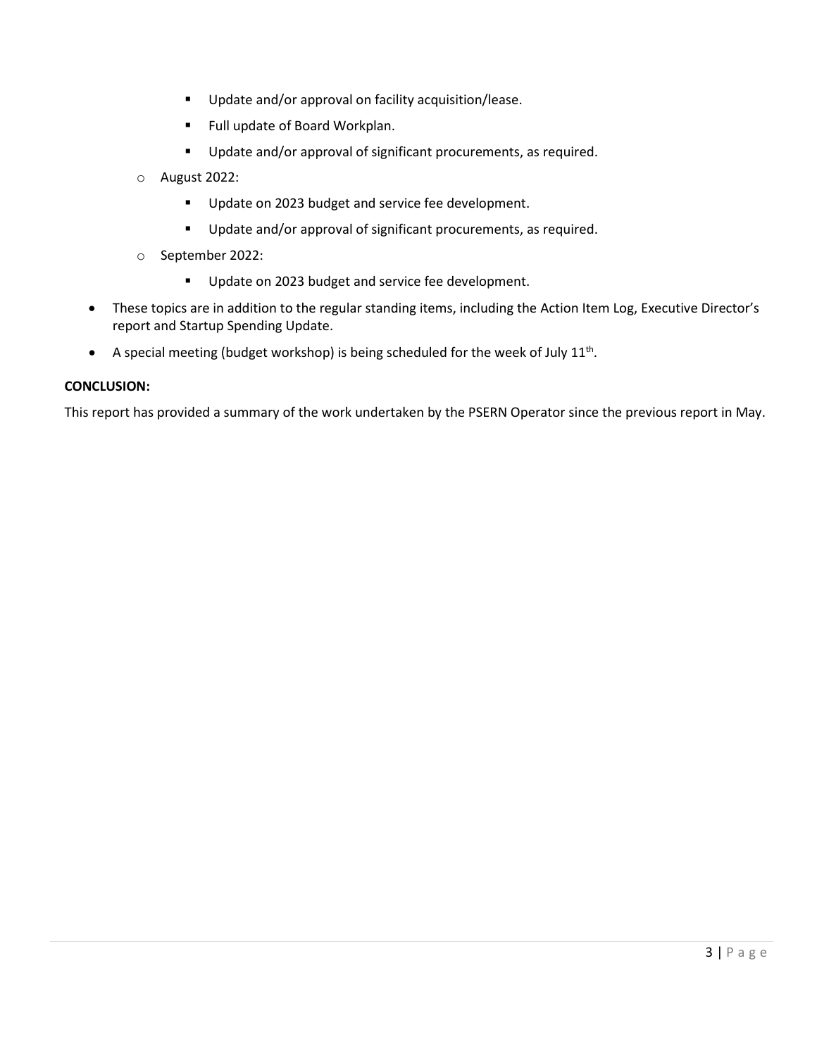- Update and/or approval on facility acquisition/lease.
        - Full update of Board Workplan.
        - Update and/or approval of significant procurements, as required.
    - August 2022:
        - Update on 2023 budget and service fee development.
        - Update and/or approval of significant procurements, as required.
    - September 2022:
        - Update on 2023 budget and service fee development.
- These topics are in addition to the regular standing items, including the Action Item Log, Executive Director's report and Startup Spending Update.
- A special meeting (budget workshop) is being scheduled for the week of July 11th.

**CONCLUSION:**

This report has provided a summary of the work undertaken by the PSERN Operator since the previous report in May.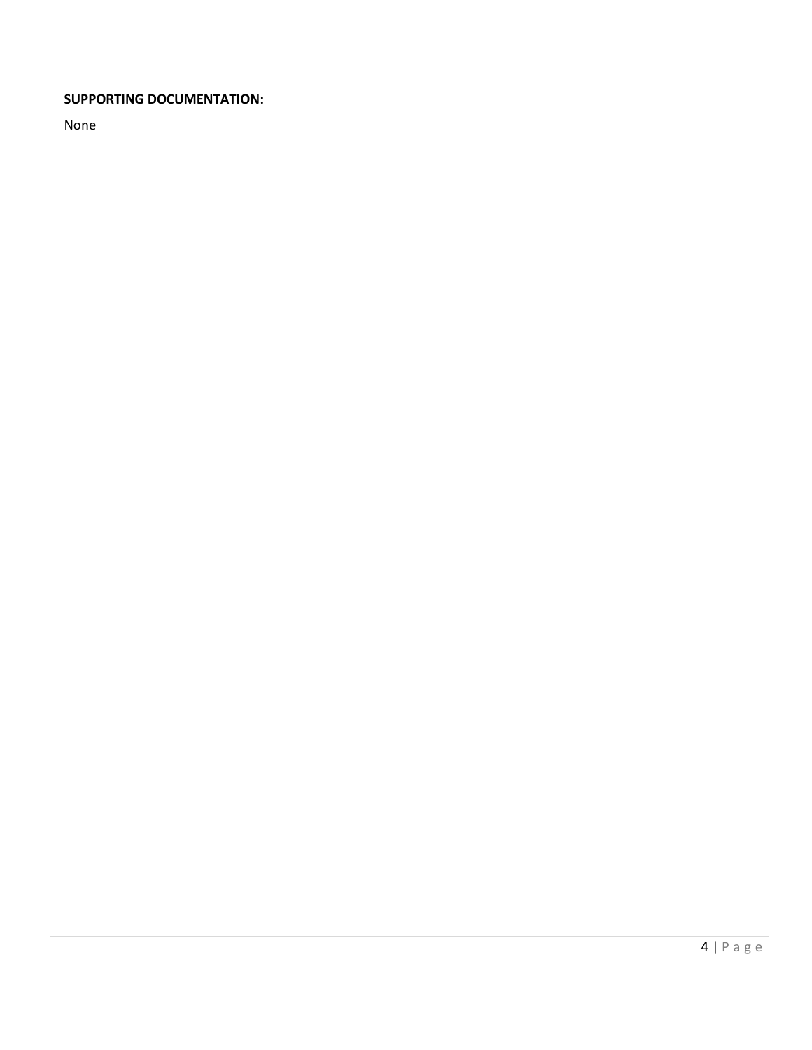**SUPPORTING DOCUMENTATION:**

None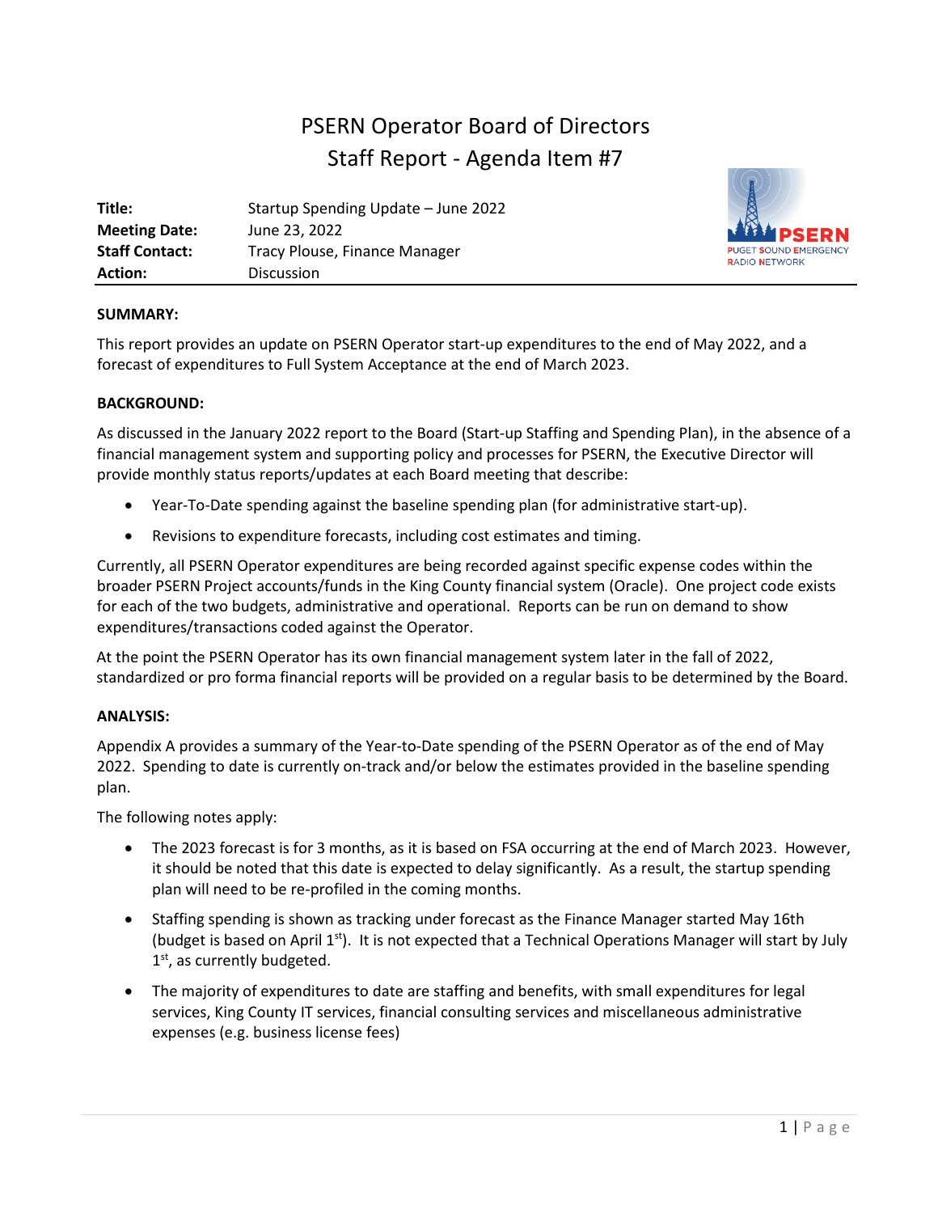# PSERN Operator Board of Directors
## Staff Report - Agenda Item #7

| | |
|---|---|
| **Title:** | Startup Spending Update – June 2022 |
| **Meeting Date:** | June 23, 2022 |
| **Staff Contact:** | Tracy Plouse, Finance Manager |
| **Action:** | Discussion |

PSERN PUGET SOUND EMERGENCY RADIO NETWORK

**SUMMARY:**

This report provides an update on PSERN Operator start-up expenditures to the end of May 2022, and a forecast of expenditures to Full System Acceptance at the end of March 2023.

**BACKGROUND:**

As discussed in the January 2022 report to the Board (Start-up Staffing and Spending Plan), in the absence of a financial management system and supporting policy and processes for PSERN, the Executive Director will provide monthly status reports/updates at each Board meeting that describe:

- Year-To-Date spending against the baseline spending plan (for administrative start-up).
- Revisions to expenditure forecasts, including cost estimates and timing.

Currently, all PSERN Operator expenditures are being recorded against specific expense codes within the broader PSERN Project accounts/funds in the King County financial system (Oracle). One project code exists for each of the two budgets, administrative and operational. Reports can be run on demand to show expenditures/transactions coded against the Operator.

At the point the PSERN Operator has its own financial management system later in the fall of 2022, standardized or pro forma financial reports will be provided on a regular basis to be determined by the Board.

**ANALYSIS:**

Appendix A provides a summary of the Year-to-Date spending of the PSERN Operator as of the end of May 2022. Spending to date is currently on-track and/or below the estimates provided in the baseline spending plan.

The following notes apply:

- The 2023 forecast is for 3 months, as it is based on FSA occurring at the end of March 2023. However, it should be noted that this date is expected to delay significantly. As a result, the startup spending plan will need to be re-profiled in the coming months.
- Staffing spending is shown as tracking under forecast as the Finance Manager started May 16th (budget is based on April 1st). It is not expected that a Technical Operations Manager will start by July 1st, as currently budgeted.
- The majority of expenditures to date are staffing and benefits, with small expenditures for legal services, King County IT services, financial consulting services and miscellaneous administrative expenses (e.g. business license fees)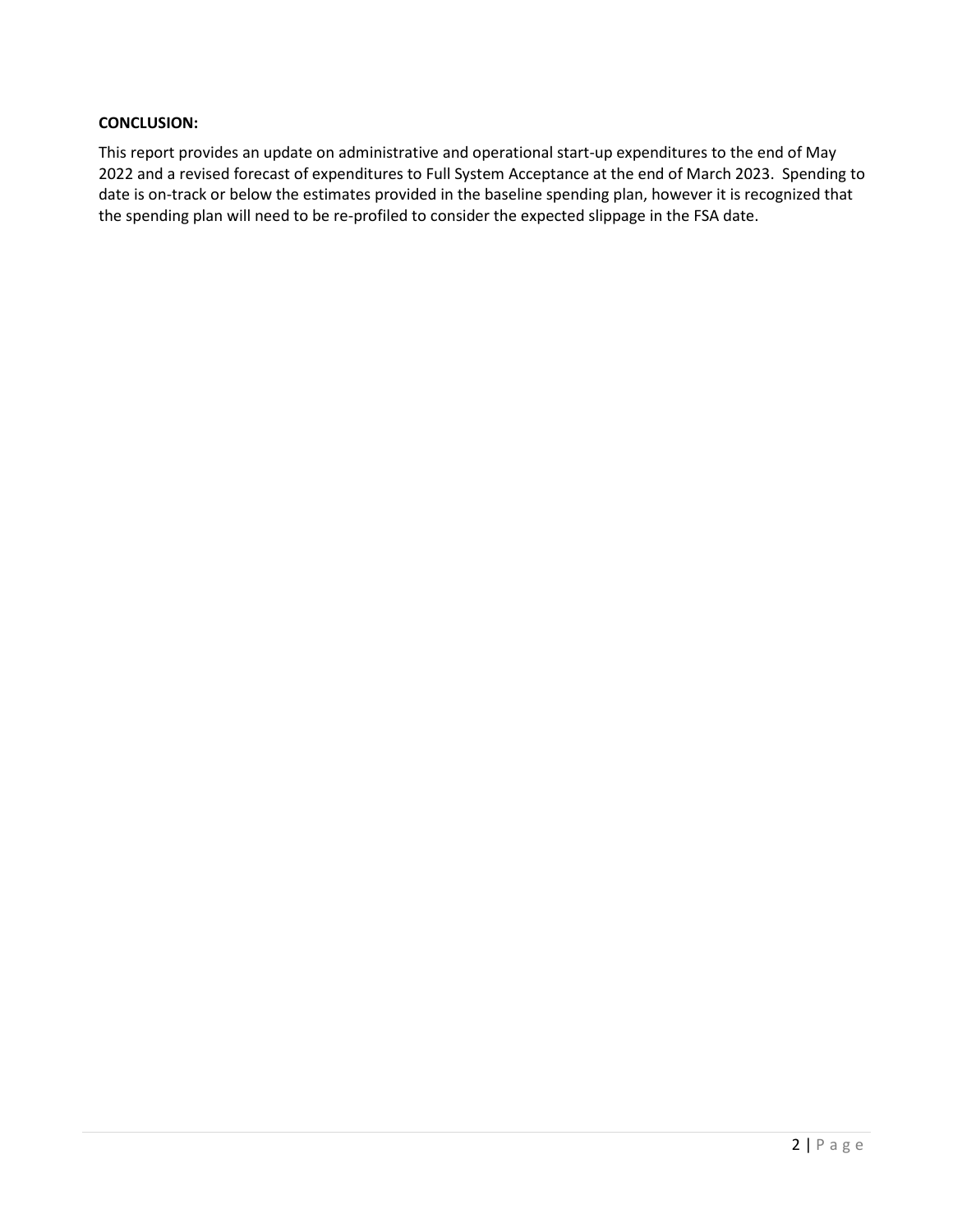**CONCLUSION:**

This report provides an update on administrative and operational start-up expenditures to the end of May 2022 and a revised forecast of expenditures to Full System Acceptance at the end of March 2023. Spending to date is on-track or below the estimates provided in the baseline spending plan, however it is recognized that the spending plan will need to be re-profiled to consider the expected slippage in the FSA date.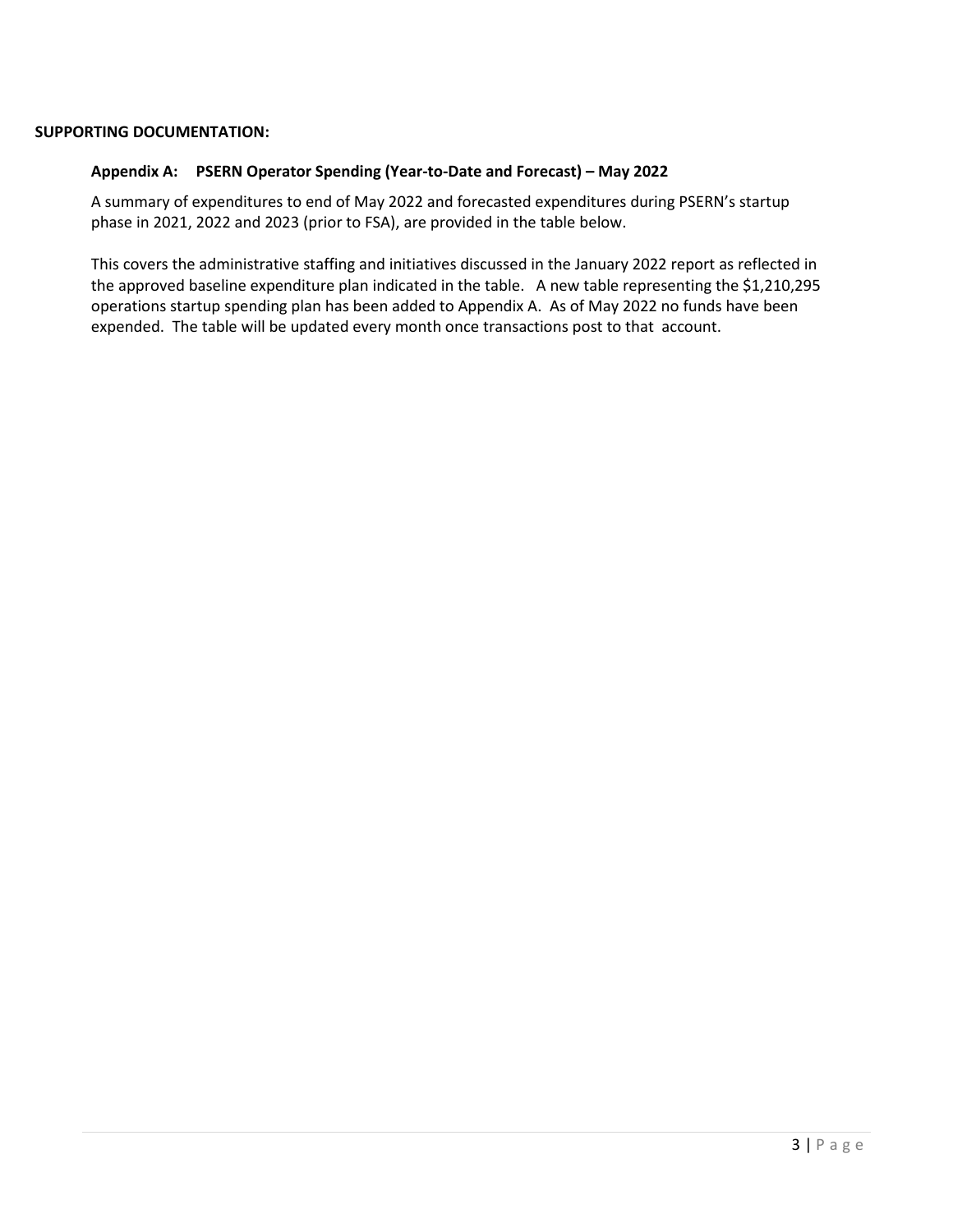**SUPPORTING DOCUMENTATION:**

### Appendix A: PSERN Operator Spending (Year-to-Date and Forecast) – May 2022

A summary of expenditures to end of May 2022 and forecasted expenditures during PSERN's startup phase in 2021, 2022 and 2023 (prior to FSA), are provided in the table below.

This covers the administrative staffing and initiatives discussed in the January 2022 report as reflected in the approved baseline expenditure plan indicated in the table. A new table representing the $1,210,295 operations startup spending plan has been added to Appendix A. As of May 2022 no funds have been expended. The table will be updated every month once transactions post to that account.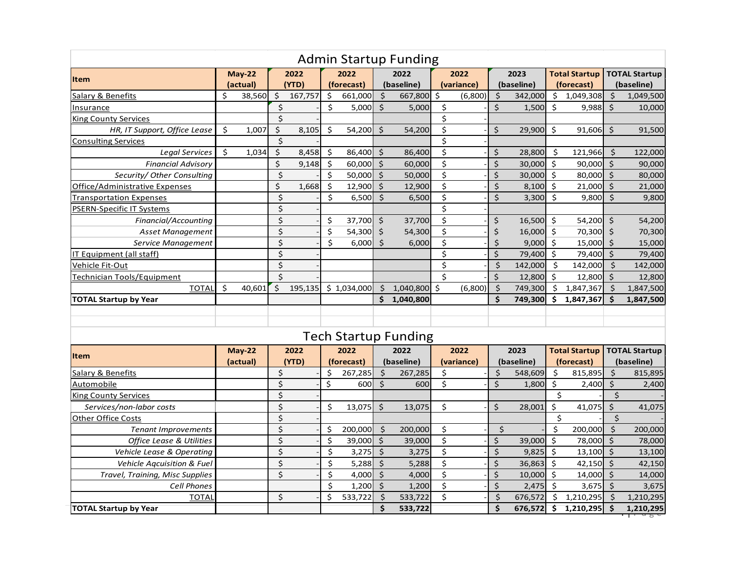# Admin Startup Funding

| Item | May-22 (actual) | 2022 (YTD) | 2022 (forecast) | 2022 (baseline) | 2022 (variance) | 2023 (baseline) | Total Startup (forecast) | TOTAL Startup (baseline) |
|---|---|---|---|---|---|---|---|---|
| Salary & Benefits | $ 38,560 | $ 167,757 | $ 661,000 | $ 667,800 | $ (6,800) | $ 342,000 | $ 1,049,308 | $ 1,049,500 |
| Insurance | | $ - | $ 5,000 | $ 5,000 | $ - | $ 1,500 | $ 9,988 | $ 10,000 |
| King County Services | | $ - | | | $ - | | | |
| *HR, IT Support, Office Lease* | $ 1,007 | $ 8,105 | $ 54,200 | $ 54,200 | $ - | $ 29,900 | $ 91,606 | $ 91,500 |
| Consulting Services | | $ - | | | $ - | | | |
| *Legal Services* | $ 1,034 | $ 8,458 | $ 86,400 | $ 86,400 | $ - | $ 28,800 | $ 121,966 | $ 122,000 |
| *Financial Advisory* | | $ 9,148 | $ 60,000 | $ 60,000 | $ - | $ 30,000 | $ 90,000 | $ 90,000 |
| *Security/ Other Consulting* | | $ - | $ 50,000 | $ 50,000 | $ - | $ 30,000 | $ 80,000 | $ 80,000 |
| Office/Administrative Expenses | | $ 1,668 | $ 12,900 | $ 12,900 | $ - | $ 8,100 | $ 21,000 | $ 21,000 |
| Transportation Expenses | | $ - | $ 6,500 | $ 6,500 | $ - | $ 3,300 | $ 9,800 | $ 9,800 |
| PSERN-Specific IT Systems | | $ - | | | $ - | | | |
| *Financial/Accounting* | | $ - | $ 37,700 | $ 37,700 | $ - | $ 16,500 | $ 54,200 | $ 54,200 |
| *Asset Management* | | $ - | $ 54,300 | $ 54,300 | $ - | $ 16,000 | $ 70,300 | $ 70,300 |
| *Service Management* | | $ - | $ 6,000 | $ 6,000 | $ - | $ 9,000 | $ 15,000 | $ 15,000 |
| IT Equipment (all staff) | | $ - | | | $ - | $ 79,400 | $ 79,400 | $ 79,400 |
| Vehicle Fit-Out | | $ - | | | $ - | $ 142,000 | $ 142,000 | $ 142,000 |
| Technician Tools/Equipment | | $ - | | | $ - | $ 12,800 | $ 12,800 | $ 12,800 |
| TOTAL | $ 40,601 | $ 195,135 | $ 1,034,000 | $ 1,040,800 | $ (6,800) | $ 749,300 | $ 1,847,367 | $ 1,847,500 |
| **TOTAL Startup by Year** | | | | **$ 1,040,800** | | **$ 749,300** | **$ 1,847,367** | **$ 1,847,500** |

# Tech Startup Funding

| Item | May-22 (actual) | 2022 (YTD) | 2022 (forecast) | 2022 (baseline) | 2022 (variance) | 2023 (baseline) | Total Startup (forecast) | TOTAL Startup (baseline) |
|---|---|---|---|---|---|---|---|---|
| Salary & Benefits | | $ - | $ 267,285 | $ 267,285 | $ - | $ 548,609 | $ 815,895 | $ 815,895 |
| Automobile | | $ - | $ 600 | $ 600 | $ - | $ 1,800 | $ 2,400 | $ 2,400 |
| King County Services | | $ - | | | | | $ - | $ - |
| *Services/non-labor costs* | | $ - | $ 13,075 | $ 13,075 | $ - | $ 28,001 | $ 41,075 | $ 41,075 |
| Other Office Costs | | $ - | | | | | $ - | $ - |
| *Tenant Improvements* | | $ - | $ 200,000 | $ 200,000 | $ - | $ - | $ 200,000 | $ 200,000 |
| *Office Lease & Utilities* | | $ - | $ 39,000 | $ 39,000 | $ - | $ 39,000 | $ 78,000 | $ 78,000 |
| *Vehicle Lease & Operating* | | $ - | $ 3,275 | $ 3,275 | $ - | $ 9,825 | $ 13,100 | $ 13,100 |
| *Vehicle Aqcuisition & Fuel* | | $ - | $ 5,288 | $ 5,288 | $ - | $ 36,863 | $ 42,150 | $ 42,150 |
| *Travel, Training, Misc Supplies* | | $ - | $ 4,000 | $ 4,000 | $ - | $ 10,000 | $ 14,000 | $ 14,000 |
| *Cell Phones* | | | $ 1,200 | $ 1,200 | $ - | $ 2,475 | $ 3,675 | $ 3,675 |
| TOTAL | | $ - | $ 533,722 | $ 533,722 | $ - | $ 676,572 | $ 1,210,295 | $ 1,210,295 |
| **TOTAL Startup by Year** | | | | **$ 533,722** | | **$ 676,572** | **$ 1,210,295** | **$ 1,210,295** |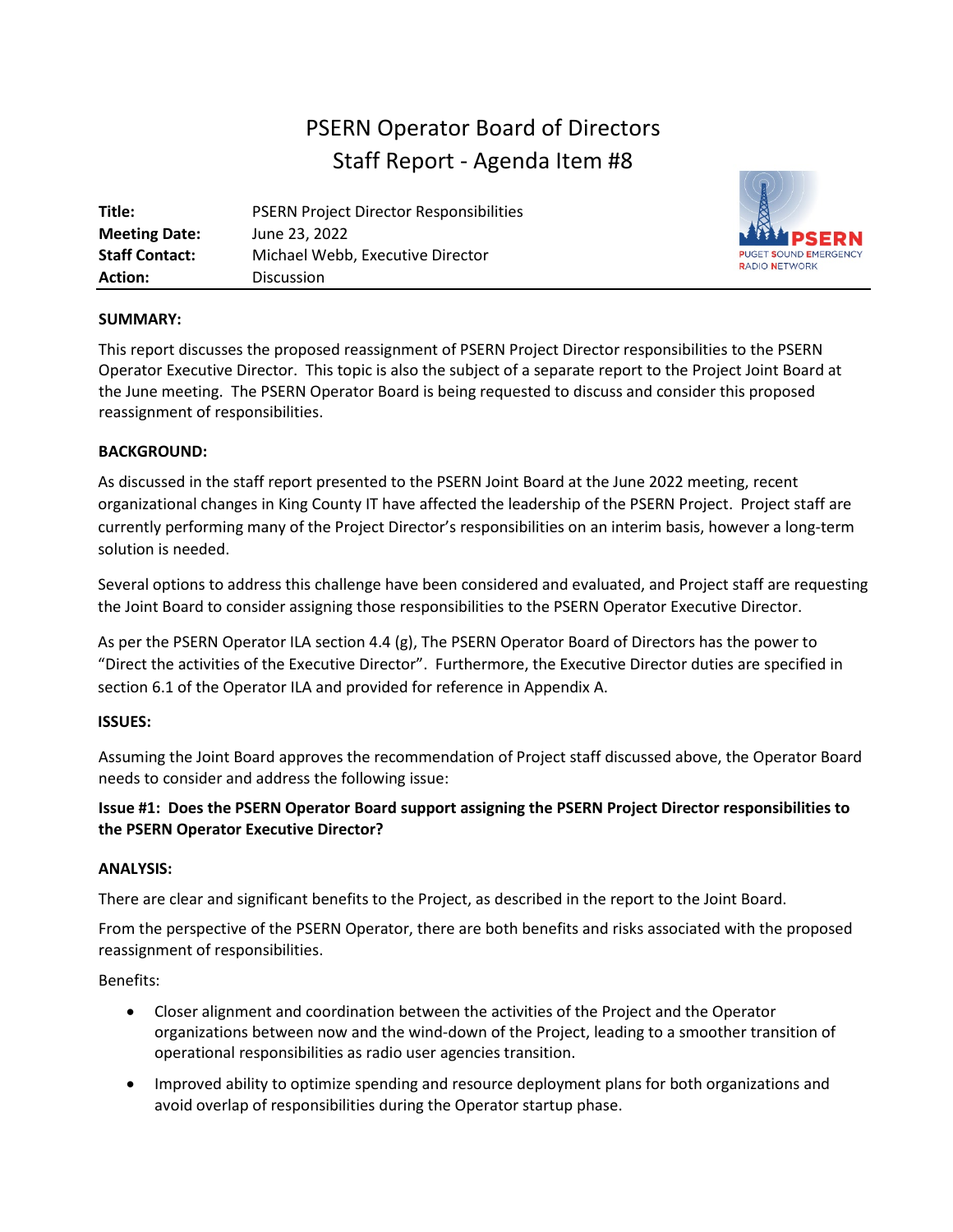# PSERN Operator Board of Directors
## Staff Report - Agenda Item #8

| | |
|---|---|
| **Title:** | PSERN Project Director Responsibilities |
| **Meeting Date:** | June 23, 2022 |
| **Staff Contact:** | Michael Webb, Executive Director |
| **Action:** | Discussion |

**SUMMARY:**

This report discusses the proposed reassignment of PSERN Project Director responsibilities to the PSERN Operator Executive Director. This topic is also the subject of a separate report to the Project Joint Board at the June meeting. The PSERN Operator Board is being requested to discuss and consider this proposed reassignment of responsibilities.

**BACKGROUND:**

As discussed in the staff report presented to the PSERN Joint Board at the June 2022 meeting, recent organizational changes in King County IT have affected the leadership of the PSERN Project. Project staff are currently performing many of the Project Director's responsibilities on an interim basis, however a long-term solution is needed.

Several options to address this challenge have been considered and evaluated, and Project staff are requesting the Joint Board to consider assigning those responsibilities to the PSERN Operator Executive Director.

As per the PSERN Operator ILA section 4.4 (g), The PSERN Operator Board of Directors has the power to "Direct the activities of the Executive Director". Furthermore, the Executive Director duties are specified in section 6.1 of the Operator ILA and provided for reference in Appendix A.

**ISSUES:**

Assuming the Joint Board approves the recommendation of Project staff discussed above, the Operator Board needs to consider and address the following issue:

**Issue #1: Does the PSERN Operator Board support assigning the PSERN Project Director responsibilities to the PSERN Operator Executive Director?**

**ANALYSIS:**

There are clear and significant benefits to the Project, as described in the report to the Joint Board.

From the perspective of the PSERN Operator, there are both benefits and risks associated with the proposed reassignment of responsibilities.

Benefits:

- Closer alignment and coordination between the activities of the Project and the Operator organizations between now and the wind-down of the Project, leading to a smoother transition of operational responsibilities as radio user agencies transition.
- Improved ability to optimize spending and resource deployment plans for both organizations and avoid overlap of responsibilities during the Operator startup phase.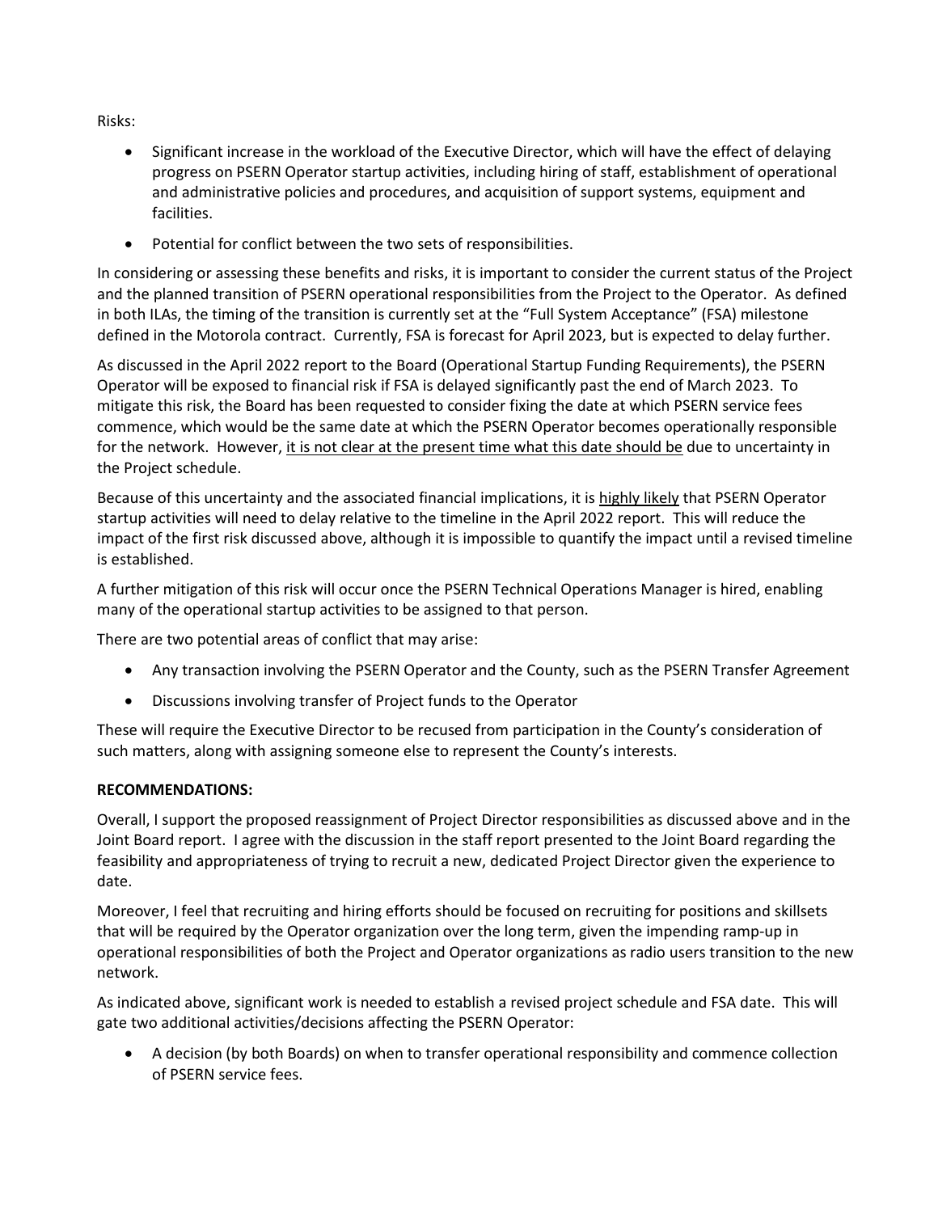Risks:

- Significant increase in the workload of the Executive Director, which will have the effect of delaying progress on PSERN Operator startup activities, including hiring of staff, establishment of operational and administrative policies and procedures, and acquisition of support systems, equipment and facilities.
- Potential for conflict between the two sets of responsibilities.

In considering or assessing these benefits and risks, it is important to consider the current status of the Project and the planned transition of PSERN operational responsibilities from the Project to the Operator. As defined in both ILAs, the timing of the transition is currently set at the "Full System Acceptance" (FSA) milestone defined in the Motorola contract. Currently, FSA is forecast for April 2023, but is expected to delay further.

As discussed in the April 2022 report to the Board (Operational Startup Funding Requirements), the PSERN Operator will be exposed to financial risk if FSA is delayed significantly past the end of March 2023. To mitigate this risk, the Board has been requested to consider fixing the date at which PSERN service fees commence, which would be the same date at which the PSERN Operator becomes operationally responsible for the network. However, <u>it is not clear at the present time what this date should be</u> due to uncertainty in the Project schedule.

Because of this uncertainty and the associated financial implications, it is <u>highly likely</u> that PSERN Operator startup activities will need to delay relative to the timeline in the April 2022 report. This will reduce the impact of the first risk discussed above, although it is impossible to quantify the impact until a revised timeline is established.

A further mitigation of this risk will occur once the PSERN Technical Operations Manager is hired, enabling many of the operational startup activities to be assigned to that person.

There are two potential areas of conflict that may arise:

- Any transaction involving the PSERN Operator and the County, such as the PSERN Transfer Agreement
- Discussions involving transfer of Project funds to the Operator

These will require the Executive Director to be recused from participation in the County's consideration of such matters, along with assigning someone else to represent the County's interests.

**RECOMMENDATIONS:**

Overall, I support the proposed reassignment of Project Director responsibilities as discussed above and in the Joint Board report. I agree with the discussion in the staff report presented to the Joint Board regarding the feasibility and appropriateness of trying to recruit a new, dedicated Project Director given the experience to date.

Moreover, I feel that recruiting and hiring efforts should be focused on recruiting for positions and skillsets that will be required by the Operator organization over the long term, given the impending ramp-up in operational responsibilities of both the Project and Operator organizations as radio users transition to the new network.

As indicated above, significant work is needed to establish a revised project schedule and FSA date. This will gate two additional activities/decisions affecting the PSERN Operator:

- A decision (by both Boards) on when to transfer operational responsibility and commence collection of PSERN service fees.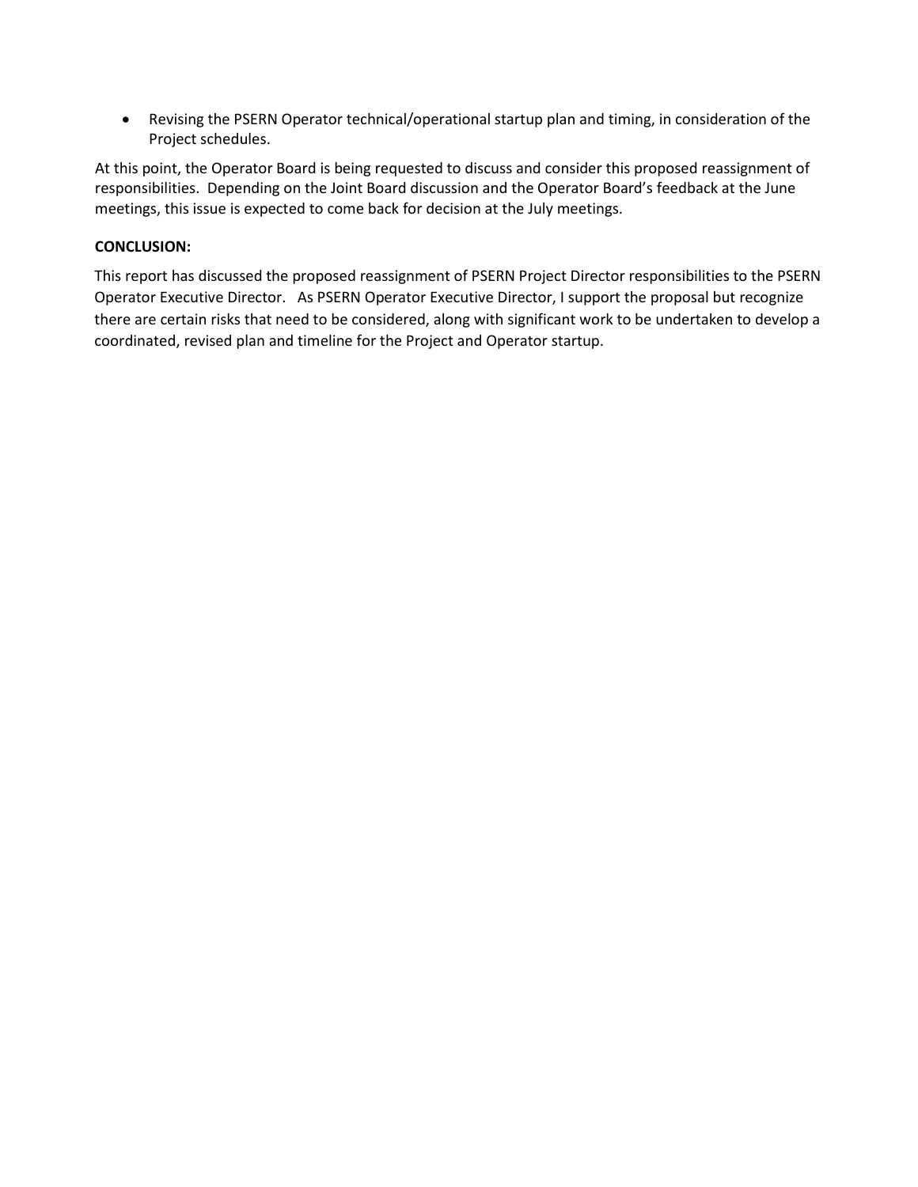- Revising the PSERN Operator technical/operational startup plan and timing, in consideration of the Project schedules.

At this point, the Operator Board is being requested to discuss and consider this proposed reassignment of responsibilities. Depending on the Joint Board discussion and the Operator Board's feedback at the June meetings, this issue is expected to come back for decision at the July meetings.

**CONCLUSION:**

This report has discussed the proposed reassignment of PSERN Project Director responsibilities to the PSERN Operator Executive Director. As PSERN Operator Executive Director, I support the proposal but recognize there are certain risks that need to be considered, along with significant work to be undertaken to develop a coordinated, revised plan and timeline for the Project and Operator startup.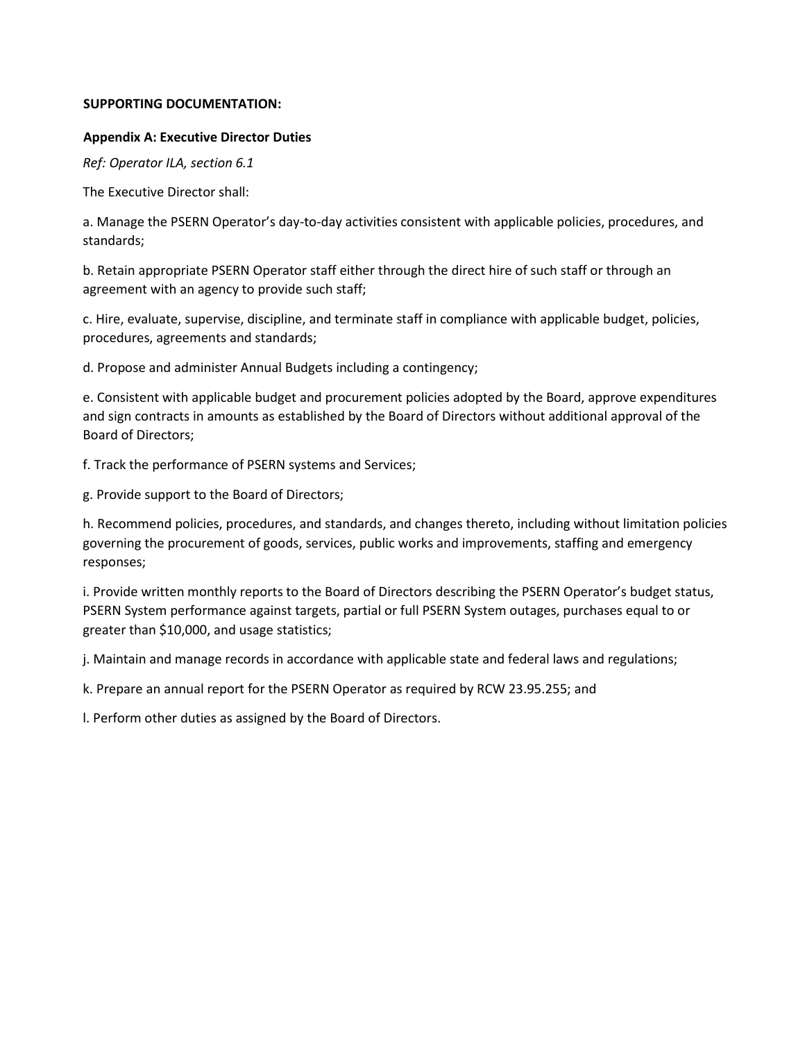**SUPPORTING DOCUMENTATION:**

**Appendix A: Executive Director Duties**

*Ref: Operator ILA, section 6.1*

The Executive Director shall:

a. Manage the PSERN Operator's day-to-day activities consistent with applicable policies, procedures, and standards;

b. Retain appropriate PSERN Operator staff either through the direct hire of such staff or through an agreement with an agency to provide such staff;

c. Hire, evaluate, supervise, discipline, and terminate staff in compliance with applicable budget, policies, procedures, agreements and standards;

d. Propose and administer Annual Budgets including a contingency;

e. Consistent with applicable budget and procurement policies adopted by the Board, approve expenditures and sign contracts in amounts as established by the Board of Directors without additional approval of the Board of Directors;

f. Track the performance of PSERN systems and Services;

g. Provide support to the Board of Directors;

h. Recommend policies, procedures, and standards, and changes thereto, including without limitation policies governing the procurement of goods, services, public works and improvements, staffing and emergency responses;

i. Provide written monthly reports to the Board of Directors describing the PSERN Operator's budget status, PSERN System performance against targets, partial or full PSERN System outages, purchases equal to or greater than $10,000, and usage statistics;

j. Maintain and manage records in accordance with applicable state and federal laws and regulations;

k. Prepare an annual report for the PSERN Operator as required by RCW 23.95.255; and

l. Perform other duties as assigned by the Board of Directors.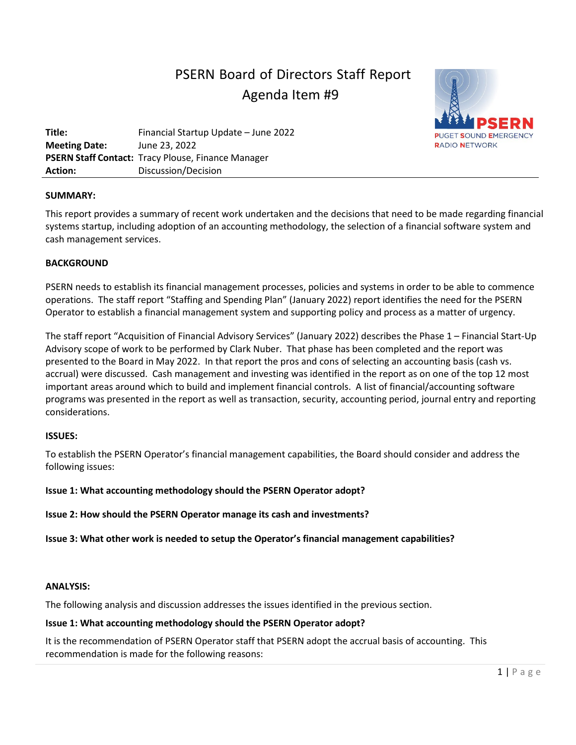# PSERN Board of Directors Staff Report

## Agenda Item #9

**Title:** Financial Startup Update – June 2022
**Meeting Date:** June 23, 2022
**PSERN Staff Contact:** Tracy Plouse, Finance Manager
**Action:** Discussion/Decision

**SUMMARY:**

This report provides a summary of recent work undertaken and the decisions that need to be made regarding financial systems startup, including adoption of an accounting methodology, the selection of a financial software system and cash management services.

**BACKGROUND**

PSERN needs to establish its financial management processes, policies and systems in order to be able to commence operations. The staff report "Staffing and Spending Plan" (January 2022) report identifies the need for the PSERN Operator to establish a financial management system and supporting policy and process as a matter of urgency.

The staff report "Acquisition of Financial Advisory Services" (January 2022) describes the Phase 1 – Financial Start-Up Advisory scope of work to be performed by Clark Nuber. That phase has been completed and the report was presented to the Board in May 2022. In that report the pros and cons of selecting an accounting basis (cash vs. accrual) were discussed. Cash management and investing was identified in the report as on one of the top 12 most important areas around which to build and implement financial controls. A list of financial/accounting software programs was presented in the report as well as transaction, security, accounting period, journal entry and reporting considerations.

**ISSUES:**

To establish the PSERN Operator's financial management capabilities, the Board should consider and address the following issues:

**Issue 1: What accounting methodology should the PSERN Operator adopt?**

**Issue 2: How should the PSERN Operator manage its cash and investments?**

**Issue 3: What other work is needed to setup the Operator's financial management capabilities?**

**ANALYSIS:**

The following analysis and discussion addresses the issues identified in the previous section.

**Issue 1: What accounting methodology should the PSERN Operator adopt?**

It is the recommendation of PSERN Operator staff that PSERN adopt the accrual basis of accounting. This recommendation is made for the following reasons: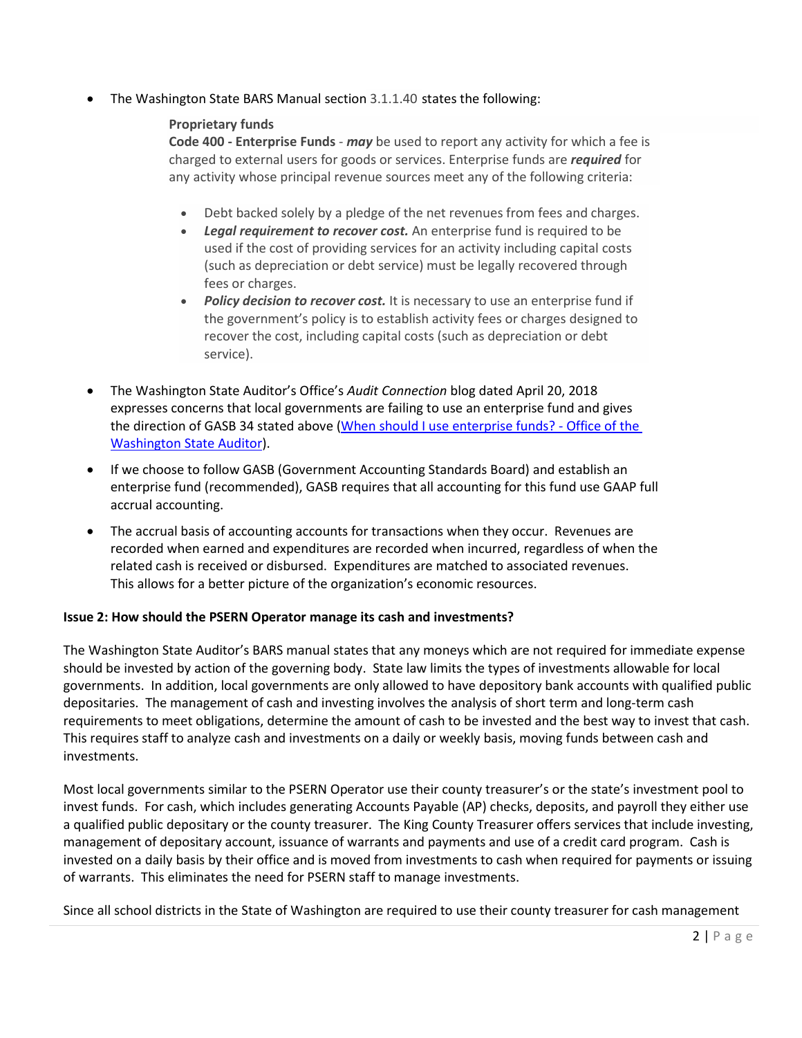- The Washington State BARS Manual section 3.1.1.40 states the following:

  **Proprietary funds**
  **Code 400 - Enterprise Funds** - ***may*** be used to report any activity for which a fee is charged to external users for goods or services. Enterprise funds are ***required*** for any activity whose principal revenue sources meet any of the following criteria:

  - Debt backed solely by a pledge of the net revenues from fees and charges.
  - ***Legal requirement to recover cost.*** An enterprise fund is required to be used if the cost of providing services for an activity including capital costs (such as depreciation or debt service) must be legally recovered through fees or charges.
  - ***Policy decision to recover cost.*** It is necessary to use an enterprise fund if the government's policy is to establish activity fees or charges designed to recover the cost, including capital costs (such as depreciation or debt service).

- The Washington State Auditor's Office's *Audit Connection* blog dated April 20, 2018 expresses concerns that local governments are failing to use an enterprise fund and gives the direction of GASB 34 stated above (When should I use enterprise funds? - Office of the Washington State Auditor).

- If we choose to follow GASB (Government Accounting Standards Board) and establish an enterprise fund (recommended), GASB requires that all accounting for this fund use GAAP full accrual accounting.

- The accrual basis of accounting accounts for transactions when they occur. Revenues are recorded when earned and expenditures are recorded when incurred, regardless of when the related cash is received or disbursed. Expenditures are matched to associated revenues. This allows for a better picture of the organization's economic resources.

**Issue 2: How should the PSERN Operator manage its cash and investments?**

The Washington State Auditor's BARS manual states that any moneys which are not required for immediate expense should be invested by action of the governing body. State law limits the types of investments allowable for local governments. In addition, local governments are only allowed to have depository bank accounts with qualified public depositaries. The management of cash and investing involves the analysis of short term and long-term cash requirements to meet obligations, determine the amount of cash to be invested and the best way to invest that cash. This requires staff to analyze cash and investments on a daily or weekly basis, moving funds between cash and investments.

Most local governments similar to the PSERN Operator use their county treasurer's or the state's investment pool to invest funds. For cash, which includes generating Accounts Payable (AP) checks, deposits, and payroll they either use a qualified public depositary or the county treasurer. The King County Treasurer offers services that include investing, management of depositary account, issuance of warrants and payments and use of a credit card program. Cash is invested on a daily basis by their office and is moved from investments to cash when required for payments or issuing of warrants. This eliminates the need for PSERN staff to manage investments.

Since all school districts in the State of Washington are required to use their county treasurer for cash management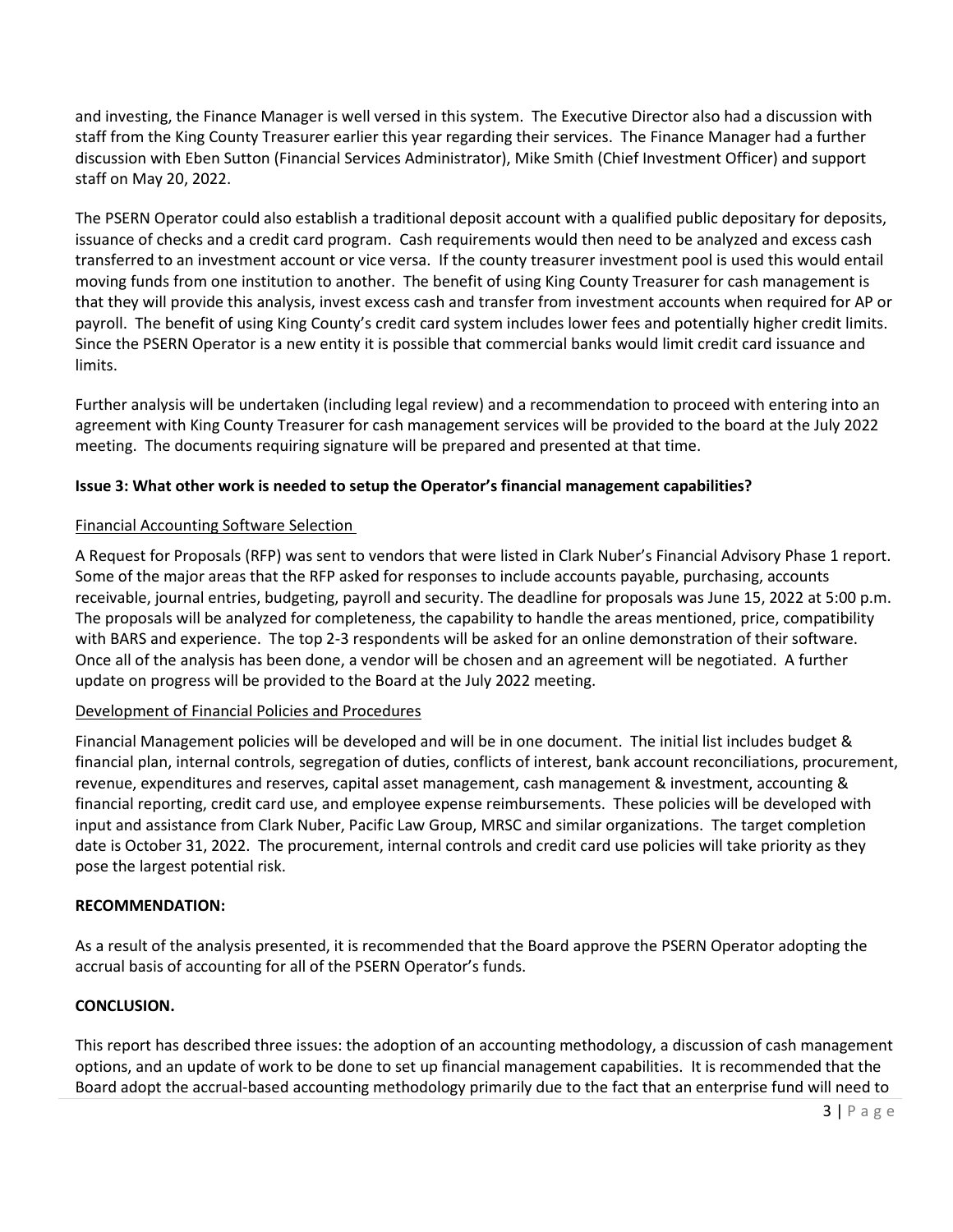and investing, the Finance Manager is well versed in this system. The Executive Director also had a discussion with staff from the King County Treasurer earlier this year regarding their services. The Finance Manager had a further discussion with Eben Sutton (Financial Services Administrator), Mike Smith (Chief Investment Officer) and support staff on May 20, 2022.

The PSERN Operator could also establish a traditional deposit account with a qualified public depositary for deposits, issuance of checks and a credit card program. Cash requirements would then need to be analyzed and excess cash transferred to an investment account or vice versa. If the county treasurer investment pool is used this would entail moving funds from one institution to another. The benefit of using King County Treasurer for cash management is that they will provide this analysis, invest excess cash and transfer from investment accounts when required for AP or payroll. The benefit of using King County's credit card system includes lower fees and potentially higher credit limits. Since the PSERN Operator is a new entity it is possible that commercial banks would limit credit card issuance and limits.

Further analysis will be undertaken (including legal review) and a recommendation to proceed with entering into an agreement with King County Treasurer for cash management services will be provided to the board at the July 2022 meeting. The documents requiring signature will be prepared and presented at that time.

**Issue 3: What other work is needed to setup the Operator's financial management capabilities?**

Financial Accounting Software Selection

A Request for Proposals (RFP) was sent to vendors that were listed in Clark Nuber's Financial Advisory Phase 1 report. Some of the major areas that the RFP asked for responses to include accounts payable, purchasing, accounts receivable, journal entries, budgeting, payroll and security. The deadline for proposals was June 15, 2022 at 5:00 p.m. The proposals will be analyzed for completeness, the capability to handle the areas mentioned, price, compatibility with BARS and experience. The top 2-3 respondents will be asked for an online demonstration of their software. Once all of the analysis has been done, a vendor will be chosen and an agreement will be negotiated. A further update on progress will be provided to the Board at the July 2022 meeting.

Development of Financial Policies and Procedures

Financial Management policies will be developed and will be in one document. The initial list includes budget & financial plan, internal controls, segregation of duties, conflicts of interest, bank account reconciliations, procurement, revenue, expenditures and reserves, capital asset management, cash management & investment, accounting & financial reporting, credit card use, and employee expense reimbursements. These policies will be developed with input and assistance from Clark Nuber, Pacific Law Group, MRSC and similar organizations. The target completion date is October 31, 2022. The procurement, internal controls and credit card use policies will take priority as they pose the largest potential risk.

**RECOMMENDATION:**

As a result of the analysis presented, it is recommended that the Board approve the PSERN Operator adopting the accrual basis of accounting for all of the PSERN Operator's funds.

**CONCLUSION.**

This report has described three issues: the adoption of an accounting methodology, a discussion of cash management options, and an update of work to be done to set up financial management capabilities. It is recommended that the Board adopt the accrual-based accounting methodology primarily due to the fact that an enterprise fund will need to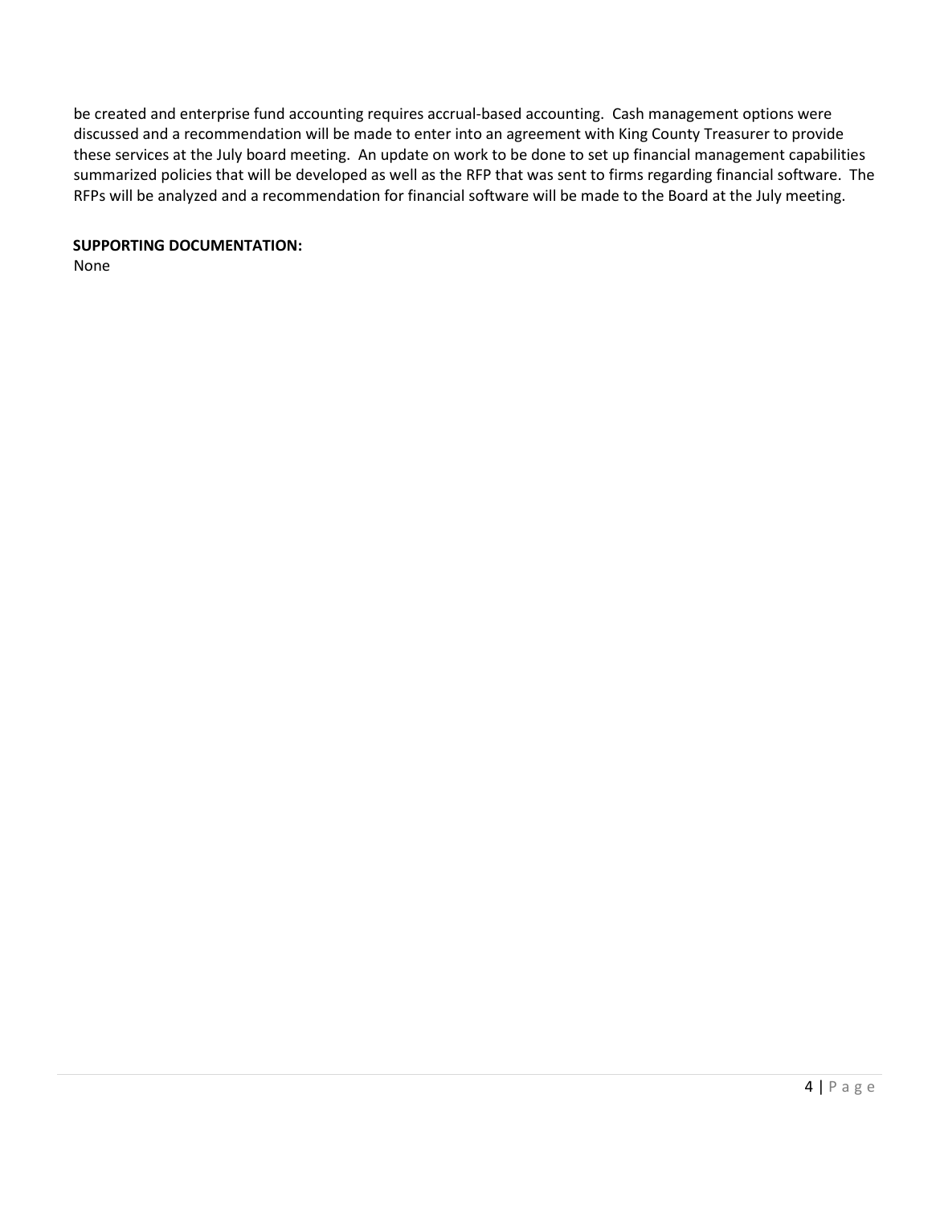be created and enterprise fund accounting requires accrual-based accounting. Cash management options were discussed and a recommendation will be made to enter into an agreement with King County Treasurer to provide these services at the July board meeting. An update on work to be done to set up financial management capabilities summarized policies that will be developed as well as the RFP that was sent to firms regarding financial software. The RFPs will be analyzed and a recommendation for financial software will be made to the Board at the July meeting.

**SUPPORTING DOCUMENTATION:**

None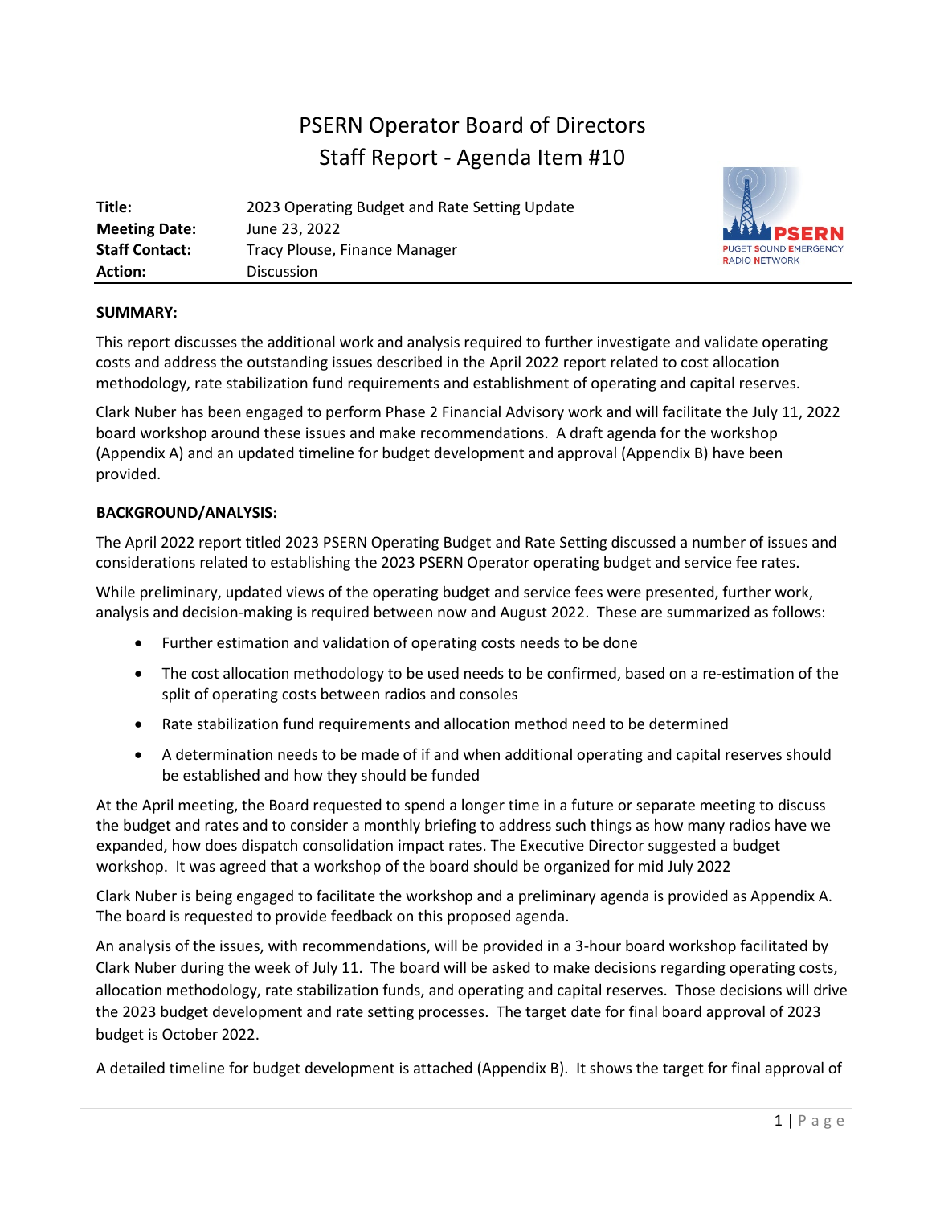# PSERN Operator Board of Directors
## Staff Report - Agenda Item #10

| | |
|---|---|
| **Title:** | 2023 Operating Budget and Rate Setting Update |
| **Meeting Date:** | June 23, 2022 |
| **Staff Contact:** | Tracy Plouse, Finance Manager |
| **Action:** | Discussion |

PSERN
PUGET SOUND EMERGENCY RADIO NETWORK

**SUMMARY:**

This report discusses the additional work and analysis required to further investigate and validate operating costs and address the outstanding issues described in the April 2022 report related to cost allocation methodology, rate stabilization fund requirements and establishment of operating and capital reserves.

Clark Nuber has been engaged to perform Phase 2 Financial Advisory work and will facilitate the July 11, 2022 board workshop around these issues and make recommendations. A draft agenda for the workshop (Appendix A) and an updated timeline for budget development and approval (Appendix B) have been provided.

**BACKGROUND/ANALYSIS:**

The April 2022 report titled 2023 PSERN Operating Budget and Rate Setting discussed a number of issues and considerations related to establishing the 2023 PSERN Operator operating budget and service fee rates.

While preliminary, updated views of the operating budget and service fees were presented, further work, analysis and decision-making is required between now and August 2022. These are summarized as follows:

- Further estimation and validation of operating costs needs to be done
- The cost allocation methodology to be used needs to be confirmed, based on a re-estimation of the split of operating costs between radios and consoles
- Rate stabilization fund requirements and allocation method need to be determined
- A determination needs to be made of if and when additional operating and capital reserves should be established and how they should be funded

At the April meeting, the Board requested to spend a longer time in a future or separate meeting to discuss the budget and rates and to consider a monthly briefing to address such things as how many radios have we expanded, how does dispatch consolidation impact rates. The Executive Director suggested a budget workshop. It was agreed that a workshop of the board should be organized for mid July 2022

Clark Nuber is being engaged to facilitate the workshop and a preliminary agenda is provided as Appendix A. The board is requested to provide feedback on this proposed agenda.

An analysis of the issues, with recommendations, will be provided in a 3-hour board workshop facilitated by Clark Nuber during the week of July 11. The board will be asked to make decisions regarding operating costs, allocation methodology, rate stabilization funds, and operating and capital reserves. Those decisions will drive the 2023 budget development and rate setting processes. The target date for final board approval of 2023 budget is October 2022.

A detailed timeline for budget development is attached (Appendix B). It shows the target for final approval of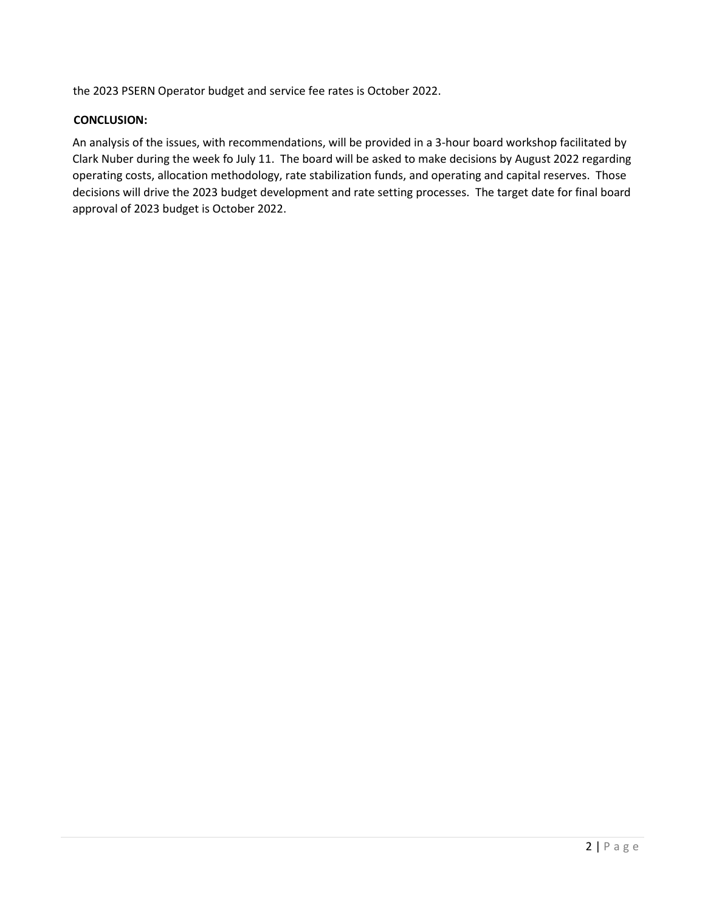the 2023 PSERN Operator budget and service fee rates is October 2022.

**CONCLUSION:**

An analysis of the issues, with recommendations, will be provided in a 3-hour board workshop facilitated by Clark Nuber during the week fo July 11. The board will be asked to make decisions by August 2022 regarding operating costs, allocation methodology, rate stabilization funds, and operating and capital reserves. Those decisions will drive the 2023 budget development and rate setting processes. The target date for final board approval of 2023 budget is October 2022.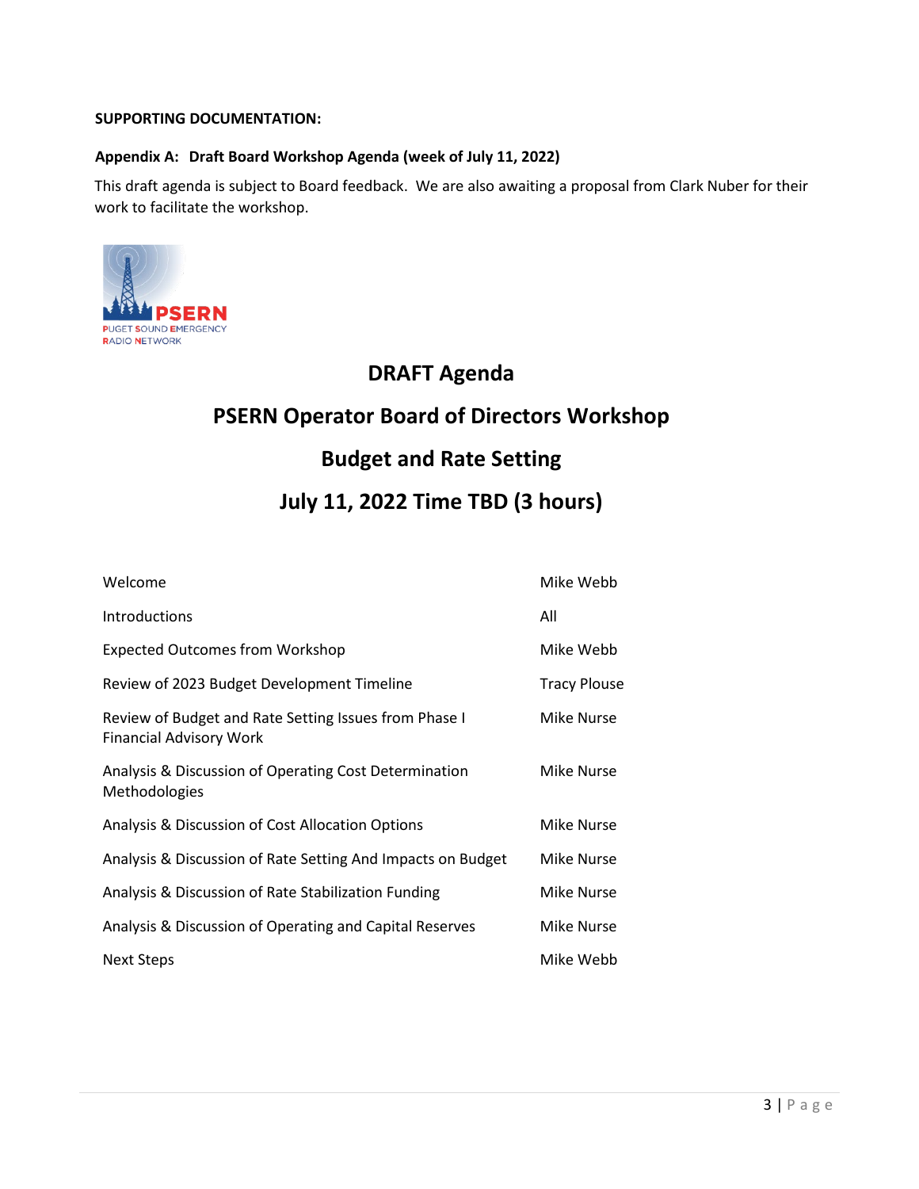**SUPPORTING DOCUMENTATION:**

**Appendix A: Draft Board Workshop Agenda (week of July 11, 2022)**

This draft agenda is subject to Board feedback. We are also awaiting a proposal from Clark Nuber for their work to facilitate the workshop.

PSERN
PUGET SOUND EMERGENCY RADIO NETWORK

# DRAFT Agenda

# PSERN Operator Board of Directors Workshop

# Budget and Rate Setting

# July 11, 2022 Time TBD (3 hours)

| | |
|---|---|
| Welcome | Mike Webb |
| Introductions | All |
| Expected Outcomes from Workshop | Mike Webb |
| Review of 2023 Budget Development Timeline | Tracy Plouse |
| Review of Budget and Rate Setting Issues from Phase I Financial Advisory Work | Mike Nurse |
| Analysis & Discussion of Operating Cost Determination Methodologies | Mike Nurse |
| Analysis & Discussion of Cost Allocation Options | Mike Nurse |
| Analysis & Discussion of Rate Setting And Impacts on Budget | Mike Nurse |
| Analysis & Discussion of Rate Stabilization Funding | Mike Nurse |
| Analysis & Discussion of Operating and Capital Reserves | Mike Nurse |
| Next Steps | Mike Webb |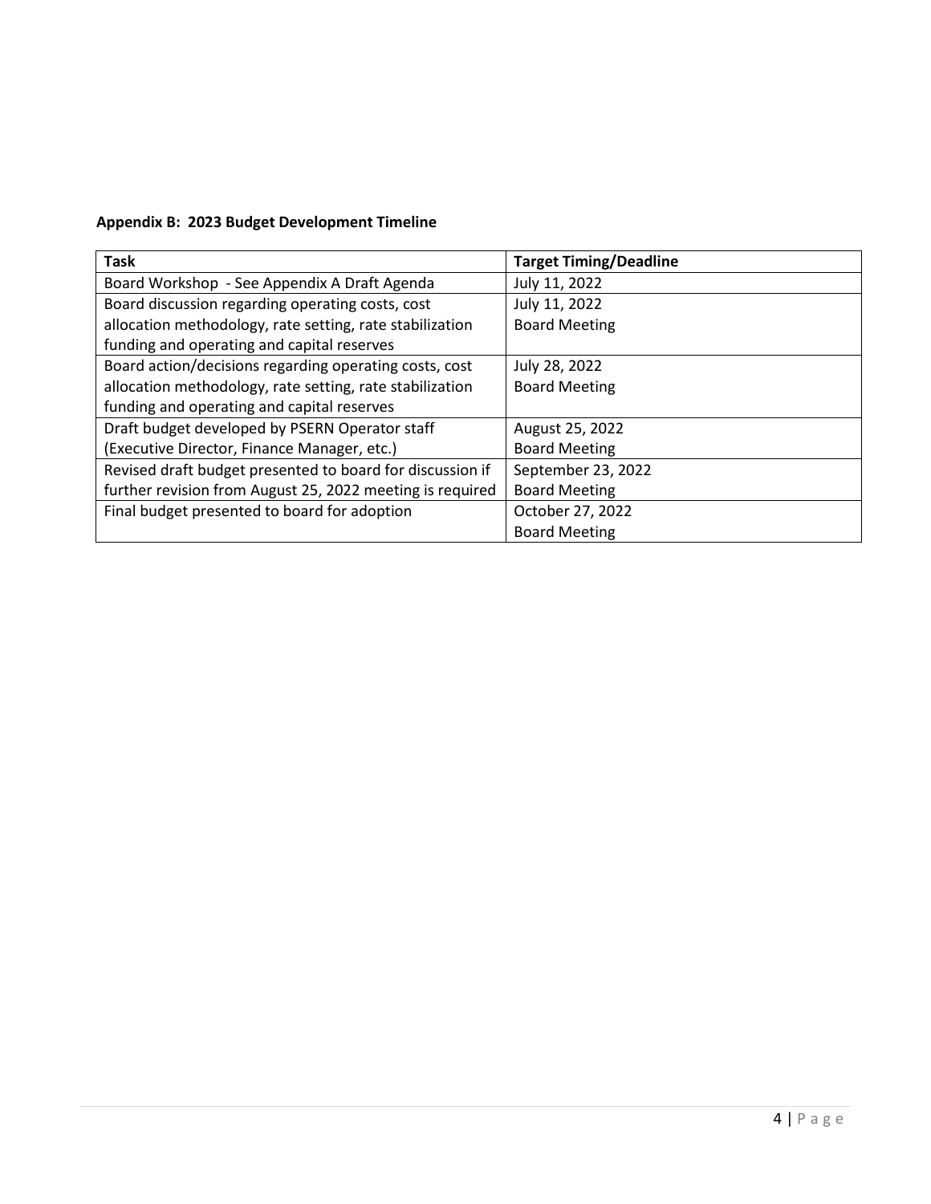**Appendix B: 2023 Budget Development Timeline**

| Task | Target Timing/Deadline |
|---|---|
| Board Workshop - See Appendix A Draft Agenda | July 11, 2022 |
| Board discussion regarding operating costs, cost allocation methodology, rate setting, rate stabilization funding and operating and capital reserves | July 11, 2022 Board Meeting |
| Board action/decisions regarding operating costs, cost allocation methodology, rate setting, rate stabilization funding and operating and capital reserves | July 28, 2022 Board Meeting |
| Draft budget developed by PSERN Operator staff (Executive Director, Finance Manager, etc.) | August 25, 2022 Board Meeting |
| Revised draft budget presented to board for discussion if further revision from August 25, 2022 meeting is required | September 23, 2022 Board Meeting |
| Final budget presented to board for adoption | October 27, 2022 Board Meeting |